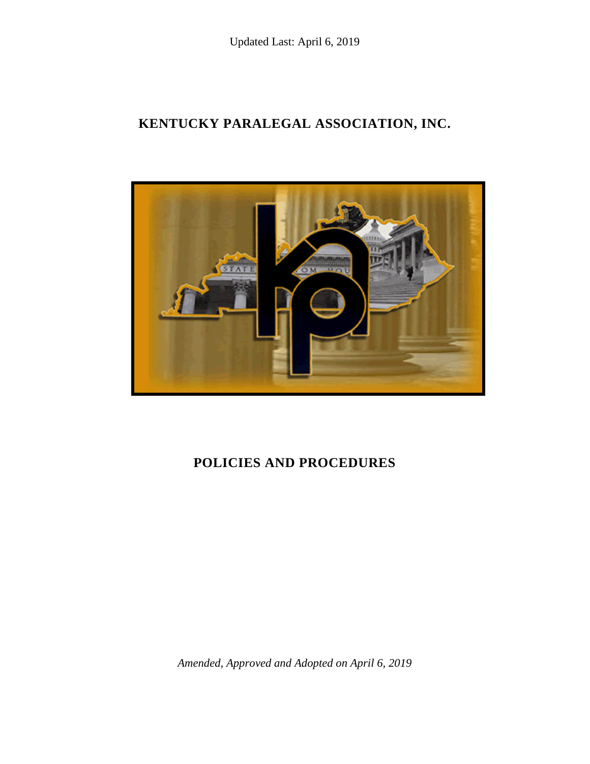Updated Last: April 6, 2019

# KENTUCKY PARALEGAL ASSOCIATION, INC.

## POLICIES AND PROCEDURES

*Amended, Approved and Adopted on April 6, 2019*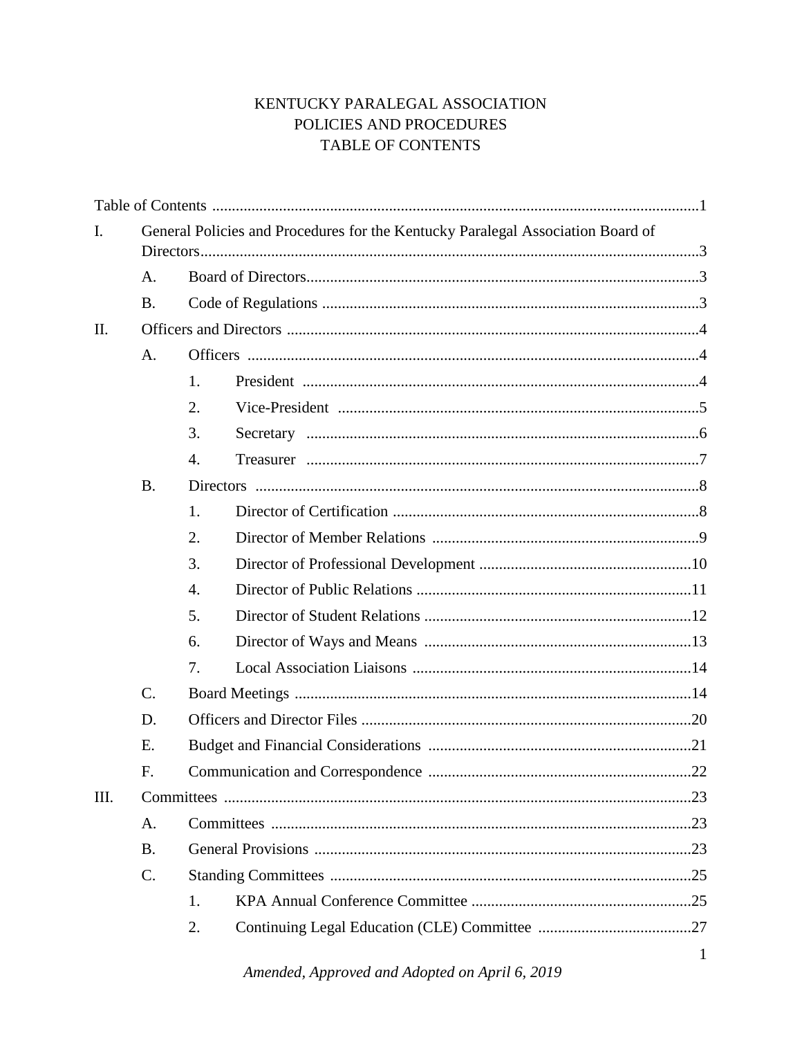# KENTUCKY PARALEGAL ASSOCIATION
# POLICIES AND PROCEDURES
# TABLE OF CONTENTS

Table of Contents ....................................................................................................................1

I. General Policies and Procedures for the Kentucky Paralegal Association Board of Directors....................................................................................................................3

- A. Board of Directors....................................................................................................3
- B. Code of Regulations ................................................................................................3

II. Officers and Directors ........................................................................................................4

- A. Officers ...................................................................................................................4
  1. President .....................................................................................................4
  2. Vice-President ............................................................................................5
  3. Secretary ....................................................................................................6
  4. Treasurer ....................................................................................................7
- B. Directors .................................................................................................................8
  1. Director of Certification ..............................................................................8
  2. Director of Member Relations ....................................................................9
  3. Director of Professional Development ......................................................10
  4. Director of Public Relations ......................................................................11
  5. Director of Student Relations ....................................................................12
  6. Director of Ways and Means ....................................................................13
  7. Local Association Liaisons .......................................................................14
- C. Board Meetings .....................................................................................................14
- D. Officers and Director Files ....................................................................................20
- E. Budget and Financial Considerations ...................................................................21
- F. Communication and Correspondence ...................................................................22

III. Committees .......................................................................................................................23

- A. Committees ...........................................................................................................23
- B. General Provisions ................................................................................................23
- C. Standing Committees ............................................................................................25
  1. KPA Annual Conference Committee ........................................................25
  2. Continuing Legal Education (CLE) Committee .......................................27

*Amended, Approved and Adopted on April 6, 2019*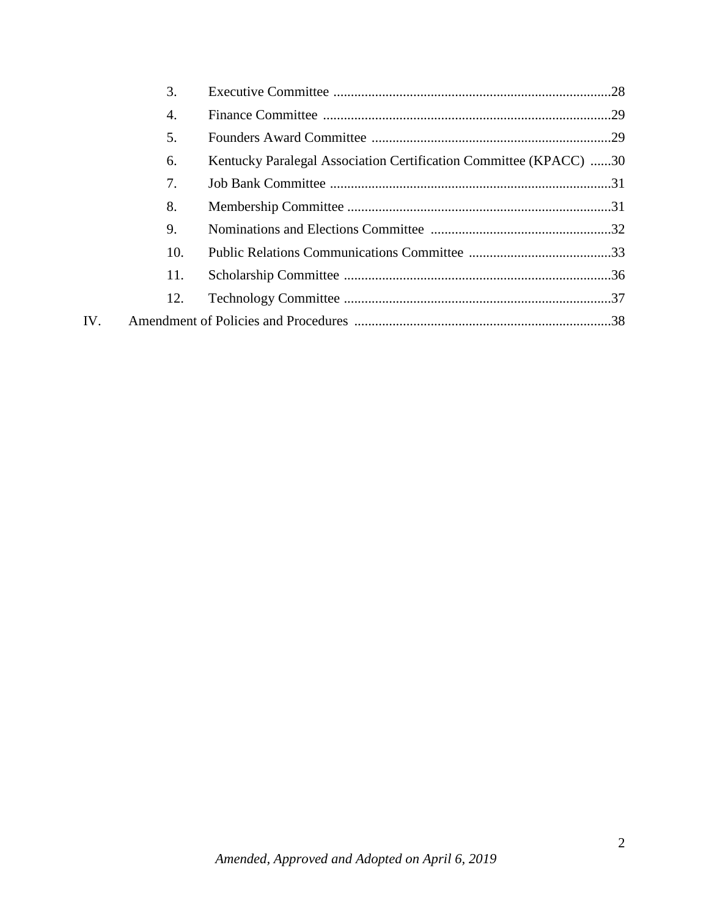3. Executive Committee ....................................................................................28
4. Finance Committee .......................................................................................29
5. Founders Award Committee .........................................................................29
6. Kentucky Paralegal Association Certification Committee (KPACC) ......30
7. Job Bank Committee .....................................................................................31
8. Membership Committee ................................................................................31
9. Nominations and Elections Committee ........................................................32
10. Public Relations Communications Committee ............................................33
11. Scholarship Committee ................................................................................36
12. Technology Committee .................................................................................37

IV. Amendment of Policies and Procedures ..............................................................38

*Amended, Approved and Adopted on April 6, 2019*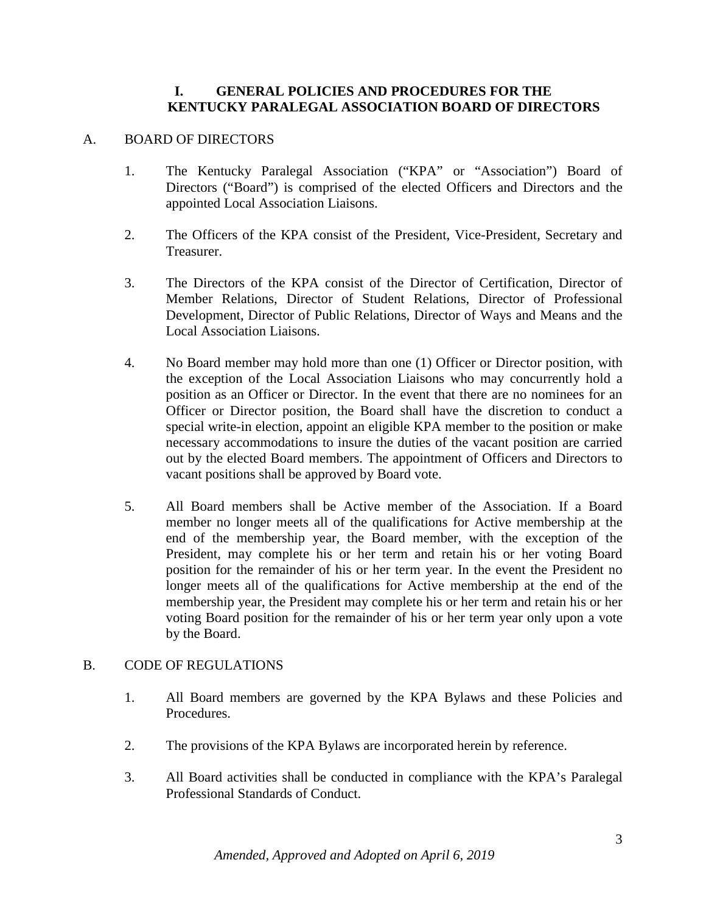# I. GENERAL POLICIES AND PROCEDURES FOR THE KENTUCKY PARALEGAL ASSOCIATION BOARD OF DIRECTORS

## A. BOARD OF DIRECTORS

1. The Kentucky Paralegal Association ("KPA" or "Association") Board of Directors ("Board") is comprised of the elected Officers and Directors and the appointed Local Association Liaisons.

2. The Officers of the KPA consist of the President, Vice-President, Secretary and Treasurer.

3. The Directors of the KPA consist of the Director of Certification, Director of Member Relations, Director of Student Relations, Director of Professional Development, Director of Public Relations, Director of Ways and Means and the Local Association Liaisons.

4. No Board member may hold more than one (1) Officer or Director position, with the exception of the Local Association Liaisons who may concurrently hold a position as an Officer or Director. In the event that there are no nominees for an Officer or Director position, the Board shall have the discretion to conduct a special write-in election, appoint an eligible KPA member to the position or make necessary accommodations to insure the duties of the vacant position are carried out by the elected Board members. The appointment of Officers and Directors to vacant positions shall be approved by Board vote.

5. All Board members shall be Active member of the Association. If a Board member no longer meets all of the qualifications for Active membership at the end of the membership year, the Board member, with the exception of the President, may complete his or her term and retain his or her voting Board position for the remainder of his or her term year. In the event the President no longer meets all of the qualifications for Active membership at the end of the membership year, the President may complete his or her term and retain his or her voting Board position for the remainder of his or her term year only upon a vote by the Board.

## B. CODE OF REGULATIONS

1. All Board members are governed by the KPA Bylaws and these Policies and Procedures.

2. The provisions of the KPA Bylaws are incorporated herein by reference.

3. All Board activities shall be conducted in compliance with the KPA's Paralegal Professional Standards of Conduct.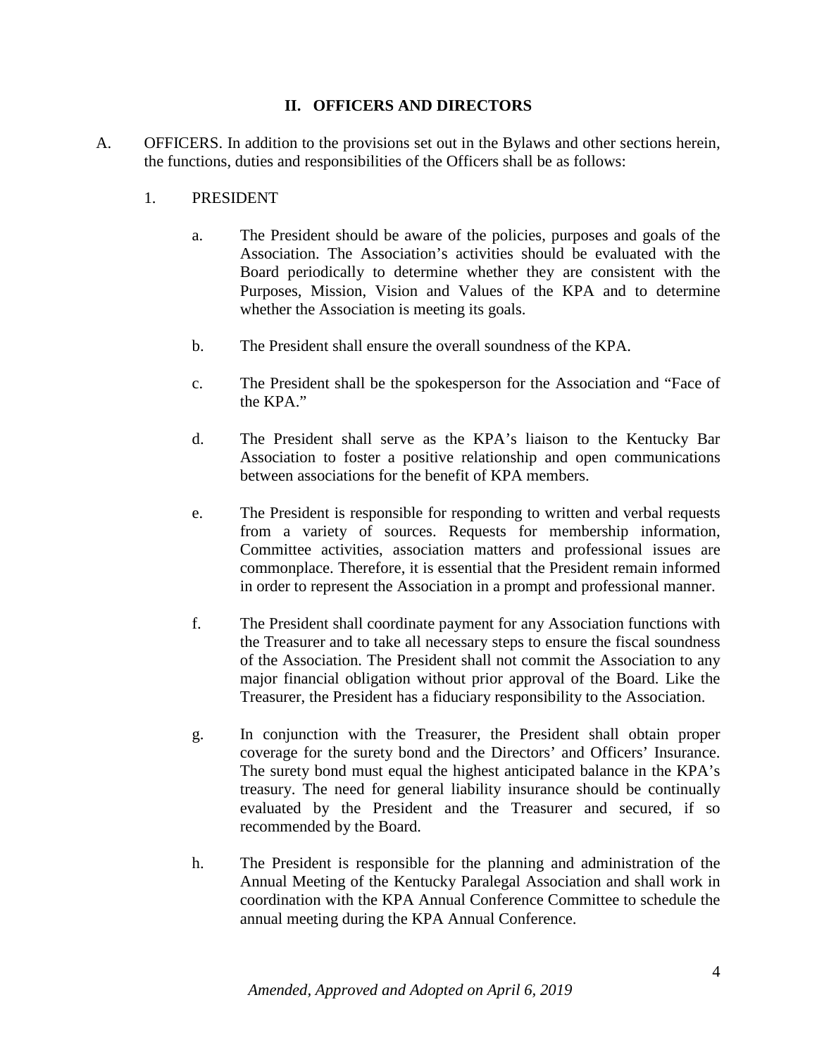## II. OFFICERS AND DIRECTORS

A. OFFICERS. In addition to the provisions set out in the Bylaws and other sections herein, the functions, duties and responsibilities of the Officers shall be as follows:

1. PRESIDENT

   a. The President should be aware of the policies, purposes and goals of the Association. The Association's activities should be evaluated with the Board periodically to determine whether they are consistent with the Purposes, Mission, Vision and Values of the KPA and to determine whether the Association is meeting its goals.

   b. The President shall ensure the overall soundness of the KPA.

   c. The President shall be the spokesperson for the Association and "Face of the KPA."

   d. The President shall serve as the KPA's liaison to the Kentucky Bar Association to foster a positive relationship and open communications between associations for the benefit of KPA members.

   e. The President is responsible for responding to written and verbal requests from a variety of sources. Requests for membership information, Committee activities, association matters and professional issues are commonplace. Therefore, it is essential that the President remain informed in order to represent the Association in a prompt and professional manner.

   f. The President shall coordinate payment for any Association functions with the Treasurer and to take all necessary steps to ensure the fiscal soundness of the Association. The President shall not commit the Association to any major financial obligation without prior approval of the Board. Like the Treasurer, the President has a fiduciary responsibility to the Association.

   g. In conjunction with the Treasurer, the President shall obtain proper coverage for the surety bond and the Directors' and Officers' Insurance. The surety bond must equal the highest anticipated balance in the KPA's treasury. The need for general liability insurance should be continually evaluated by the President and the Treasurer and secured, if so recommended by the Board.

   h. The President is responsible for the planning and administration of the Annual Meeting of the Kentucky Paralegal Association and shall work in coordination with the KPA Annual Conference Committee to schedule the annual meeting during the KPA Annual Conference.

*Amended, Approved and Adopted on April 6, 2019*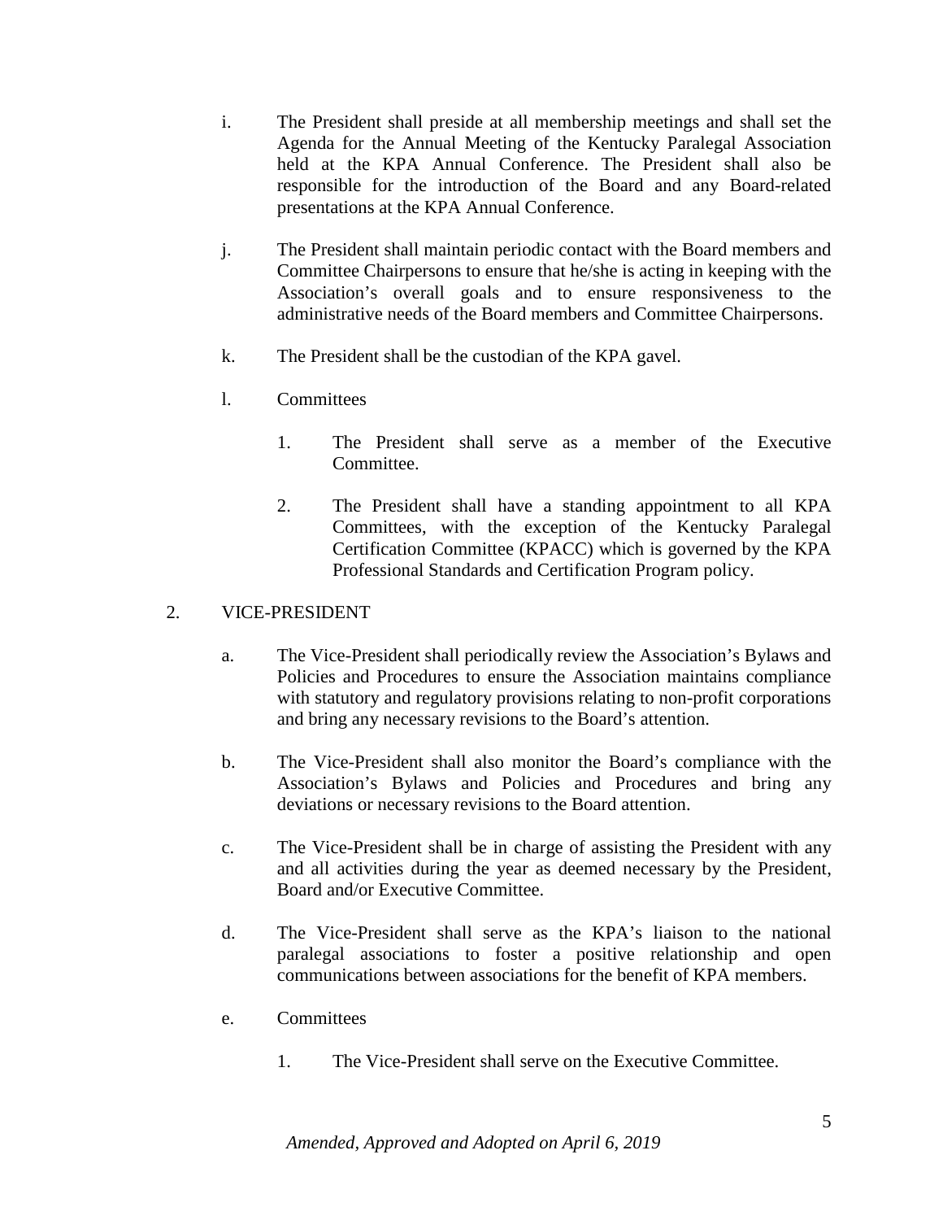i. The President shall preside at all membership meetings and shall set the Agenda for the Annual Meeting of the Kentucky Paralegal Association held at the KPA Annual Conference. The President shall also be responsible for the introduction of the Board and any Board-related presentations at the KPA Annual Conference.

j. The President shall maintain periodic contact with the Board members and Committee Chairpersons to ensure that he/she is acting in keeping with the Association's overall goals and to ensure responsiveness to the administrative needs of the Board members and Committee Chairpersons.

k. The President shall be the custodian of the KPA gavel.

l. Committees

   1. The President shall serve as a member of the Executive Committee.

   2. The President shall have a standing appointment to all KPA Committees, with the exception of the Kentucky Paralegal Certification Committee (KPACC) which is governed by the KPA Professional Standards and Certification Program policy.

2. VICE-PRESIDENT

   a. The Vice-President shall periodically review the Association's Bylaws and Policies and Procedures to ensure the Association maintains compliance with statutory and regulatory provisions relating to non-profit corporations and bring any necessary revisions to the Board's attention.

   b. The Vice-President shall also monitor the Board's compliance with the Association's Bylaws and Policies and Procedures and bring any deviations or necessary revisions to the Board attention.

   c. The Vice-President shall be in charge of assisting the President with any and all activities during the year as deemed necessary by the President, Board and/or Executive Committee.

   d. The Vice-President shall serve as the KPA's liaison to the national paralegal associations to foster a positive relationship and open communications between associations for the benefit of KPA members.

   e. Committees

      1. The Vice-President shall serve on the Executive Committee.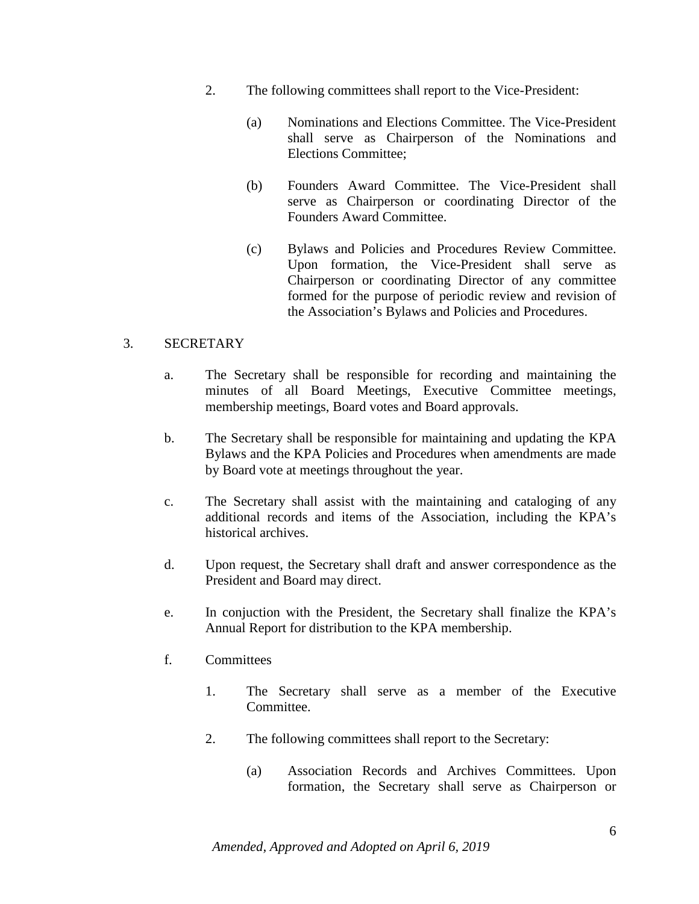2. The following committees shall report to the Vice-President:

    (a) Nominations and Elections Committee. The Vice-President shall serve as Chairperson of the Nominations and Elections Committee;

    (b) Founders Award Committee. The Vice-President shall serve as Chairperson or coordinating Director of the Founders Award Committee.

    (c) Bylaws and Policies and Procedures Review Committee. Upon formation, the Vice-President shall serve as Chairperson or coordinating Director of any committee formed for the purpose of periodic review and revision of the Association's Bylaws and Policies and Procedures.

3. SECRETARY

a. The Secretary shall be responsible for recording and maintaining the minutes of all Board Meetings, Executive Committee meetings, membership meetings, Board votes and Board approvals.

b. The Secretary shall be responsible for maintaining and updating the KPA Bylaws and the KPA Policies and Procedures when amendments are made by Board vote at meetings throughout the year.

c. The Secretary shall assist with the maintaining and cataloging of any additional records and items of the Association, including the KPA's historical archives.

d. Upon request, the Secretary shall draft and answer correspondence as the President and Board may direct.

e. In conjuction with the President, the Secretary shall finalize the KPA's Annual Report for distribution to the KPA membership.

f. Committees

    1. The Secretary shall serve as a member of the Executive Committee.

    2. The following committees shall report to the Secretary:

        (a) Association Records and Archives Committees. Upon formation, the Secretary shall serve as Chairperson or

*Amended, Approved and Adopted on April 6, 2019*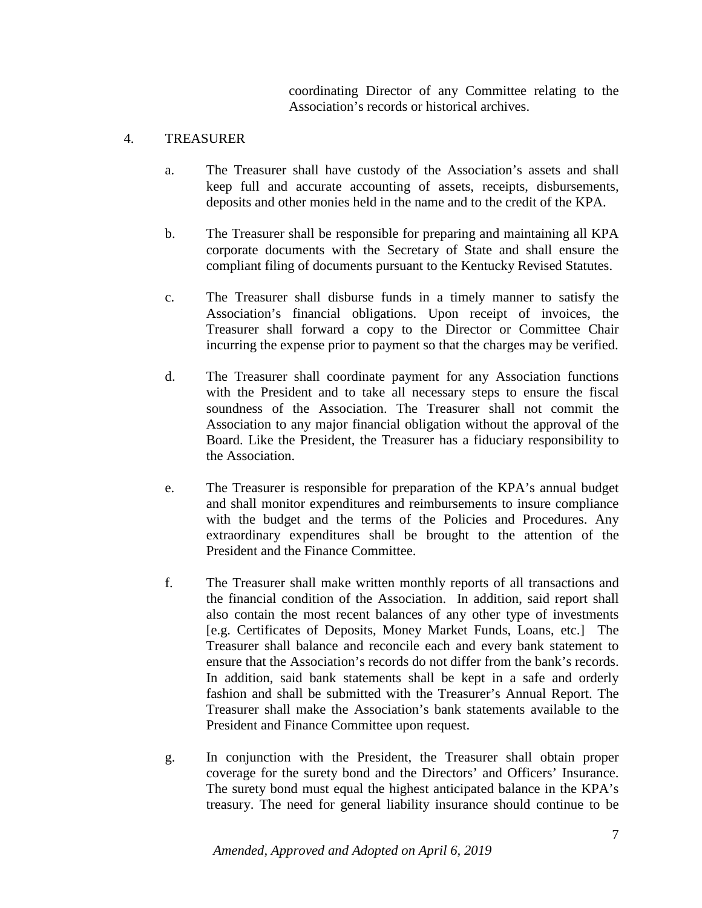coordinating Director of any Committee relating to the Association's records or historical archives.

4. TREASURER

a. The Treasurer shall have custody of the Association's assets and shall keep full and accurate accounting of assets, receipts, disbursements, deposits and other monies held in the name and to the credit of the KPA.

b. The Treasurer shall be responsible for preparing and maintaining all KPA corporate documents with the Secretary of State and shall ensure the compliant filing of documents pursuant to the Kentucky Revised Statutes.

c. The Treasurer shall disburse funds in a timely manner to satisfy the Association's financial obligations. Upon receipt of invoices, the Treasurer shall forward a copy to the Director or Committee Chair incurring the expense prior to payment so that the charges may be verified.

d. The Treasurer shall coordinate payment for any Association functions with the President and to take all necessary steps to ensure the fiscal soundness of the Association. The Treasurer shall not commit the Association to any major financial obligation without the approval of the Board. Like the President, the Treasurer has a fiduciary responsibility to the Association.

e. The Treasurer is responsible for preparation of the KPA's annual budget and shall monitor expenditures and reimbursements to insure compliance with the budget and the terms of the Policies and Procedures. Any extraordinary expenditures shall be brought to the attention of the President and the Finance Committee.

f. The Treasurer shall make written monthly reports of all transactions and the financial condition of the Association. In addition, said report shall also contain the most recent balances of any other type of investments [e.g. Certificates of Deposits, Money Market Funds, Loans, etc.] The Treasurer shall balance and reconcile each and every bank statement to ensure that the Association's records do not differ from the bank's records. In addition, said bank statements shall be kept in a safe and orderly fashion and shall be submitted with the Treasurer's Annual Report. The Treasurer shall make the Association's bank statements available to the President and Finance Committee upon request.

g. In conjunction with the President, the Treasurer shall obtain proper coverage for the surety bond and the Directors' and Officers' Insurance. The surety bond must equal the highest anticipated balance in the KPA's treasury. The need for general liability insurance should continue to be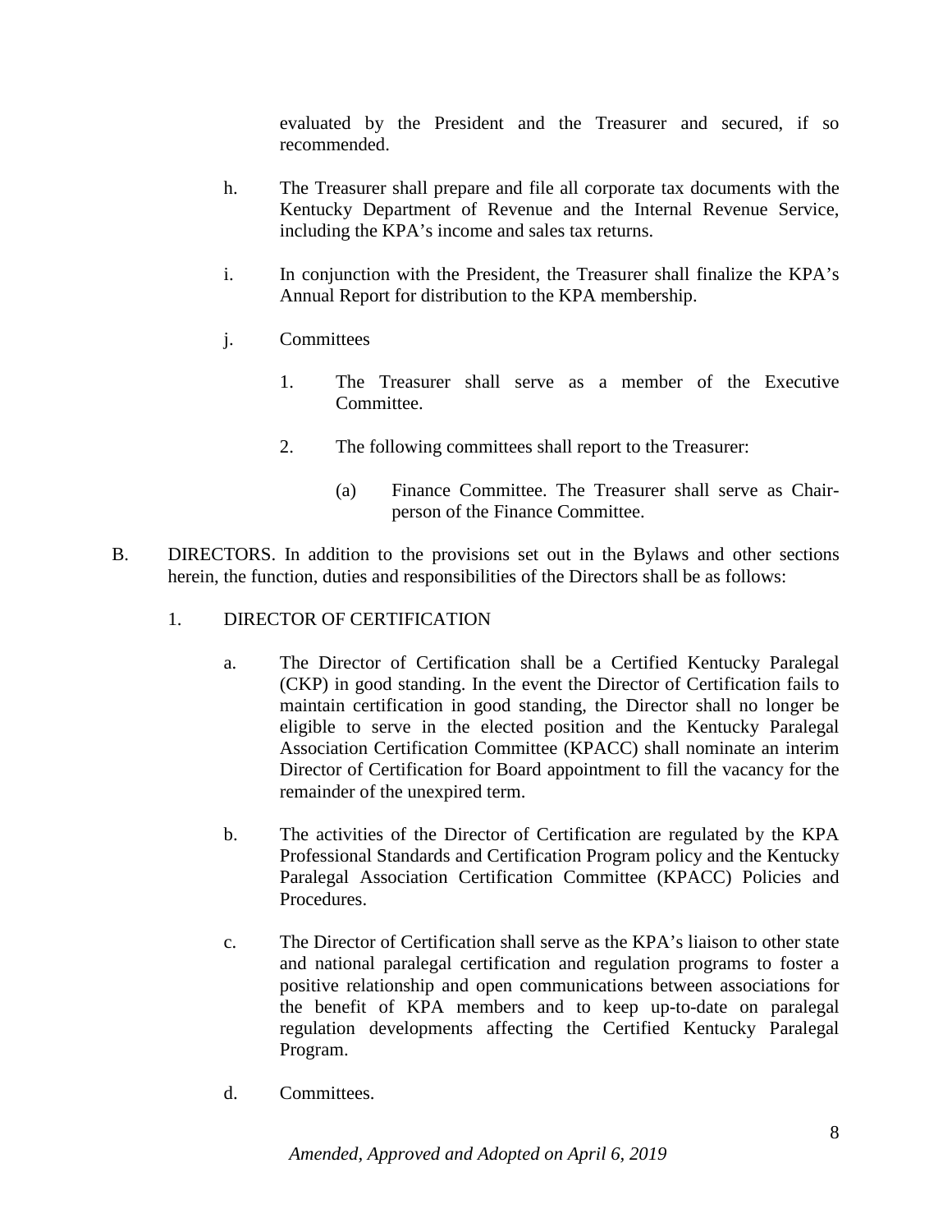evaluated by the President and the Treasurer and secured, if so recommended.

h. The Treasurer shall prepare and file all corporate tax documents with the Kentucky Department of Revenue and the Internal Revenue Service, including the KPA's income and sales tax returns.

i. In conjunction with the President, the Treasurer shall finalize the KPA's Annual Report for distribution to the KPA membership.

j. Committees

   1. The Treasurer shall serve as a member of the Executive Committee.

   2. The following committees shall report to the Treasurer:

      (a) Finance Committee. The Treasurer shall serve as Chair-person of the Finance Committee.

B. DIRECTORS. In addition to the provisions set out in the Bylaws and other sections herein, the function, duties and responsibilities of the Directors shall be as follows:

1. DIRECTOR OF CERTIFICATION

   a. The Director of Certification shall be a Certified Kentucky Paralegal (CKP) in good standing. In the event the Director of Certification fails to maintain certification in good standing, the Director shall no longer be eligible to serve in the elected position and the Kentucky Paralegal Association Certification Committee (KPACC) shall nominate an interim Director of Certification for Board appointment to fill the vacancy for the remainder of the unexpired term.

   b. The activities of the Director of Certification are regulated by the KPA Professional Standards and Certification Program policy and the Kentucky Paralegal Association Certification Committee (KPACC) Policies and Procedures.

   c. The Director of Certification shall serve as the KPA's liaison to other state and national paralegal certification and regulation programs to foster a positive relationship and open communications between associations for the benefit of KPA members and to keep up-to-date on paralegal regulation developments affecting the Certified Kentucky Paralegal Program.

   d. Committees.

*Amended, Approved and Adopted on April 6, 2019*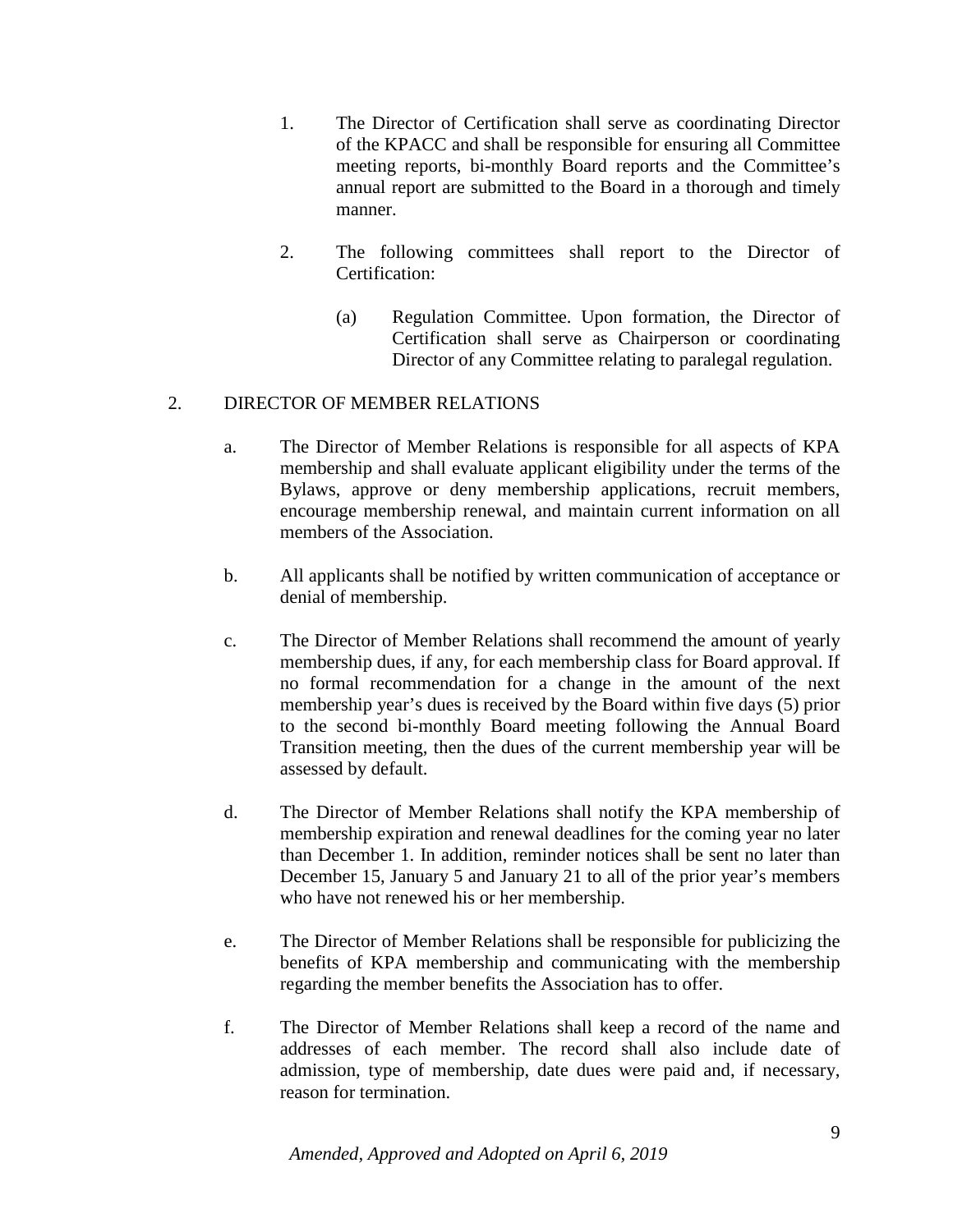1. The Director of Certification shall serve as coordinating Director of the KPACC and shall be responsible for ensuring all Committee meeting reports, bi-monthly Board reports and the Committee's annual report are submitted to the Board in a thorough and timely manner.

2. The following committees shall report to the Director of Certification:

   (a) Regulation Committee. Upon formation, the Director of Certification shall serve as Chairperson or coordinating Director of any Committee relating to paralegal regulation.

2. DIRECTOR OF MEMBER RELATIONS

   a. The Director of Member Relations is responsible for all aspects of KPA membership and shall evaluate applicant eligibility under the terms of the Bylaws, approve or deny membership applications, recruit members, encourage membership renewal, and maintain current information on all members of the Association.

   b. All applicants shall be notified by written communication of acceptance or denial of membership.

   c. The Director of Member Relations shall recommend the amount of yearly membership dues, if any, for each membership class for Board approval. If no formal recommendation for a change in the amount of the next membership year's dues is received by the Board within five days (5) prior to the second bi-monthly Board meeting following the Annual Board Transition meeting, then the dues of the current membership year will be assessed by default.

   d. The Director of Member Relations shall notify the KPA membership of membership expiration and renewal deadlines for the coming year no later than December 1. In addition, reminder notices shall be sent no later than December 15, January 5 and January 21 to all of the prior year's members who have not renewed his or her membership.

   e. The Director of Member Relations shall be responsible for publicizing the benefits of KPA membership and communicating with the membership regarding the member benefits the Association has to offer.

   f. The Director of Member Relations shall keep a record of the name and addresses of each member. The record shall also include date of admission, type of membership, date dues were paid and, if necessary, reason for termination.

*Amended, Approved and Adopted on April 6, 2019*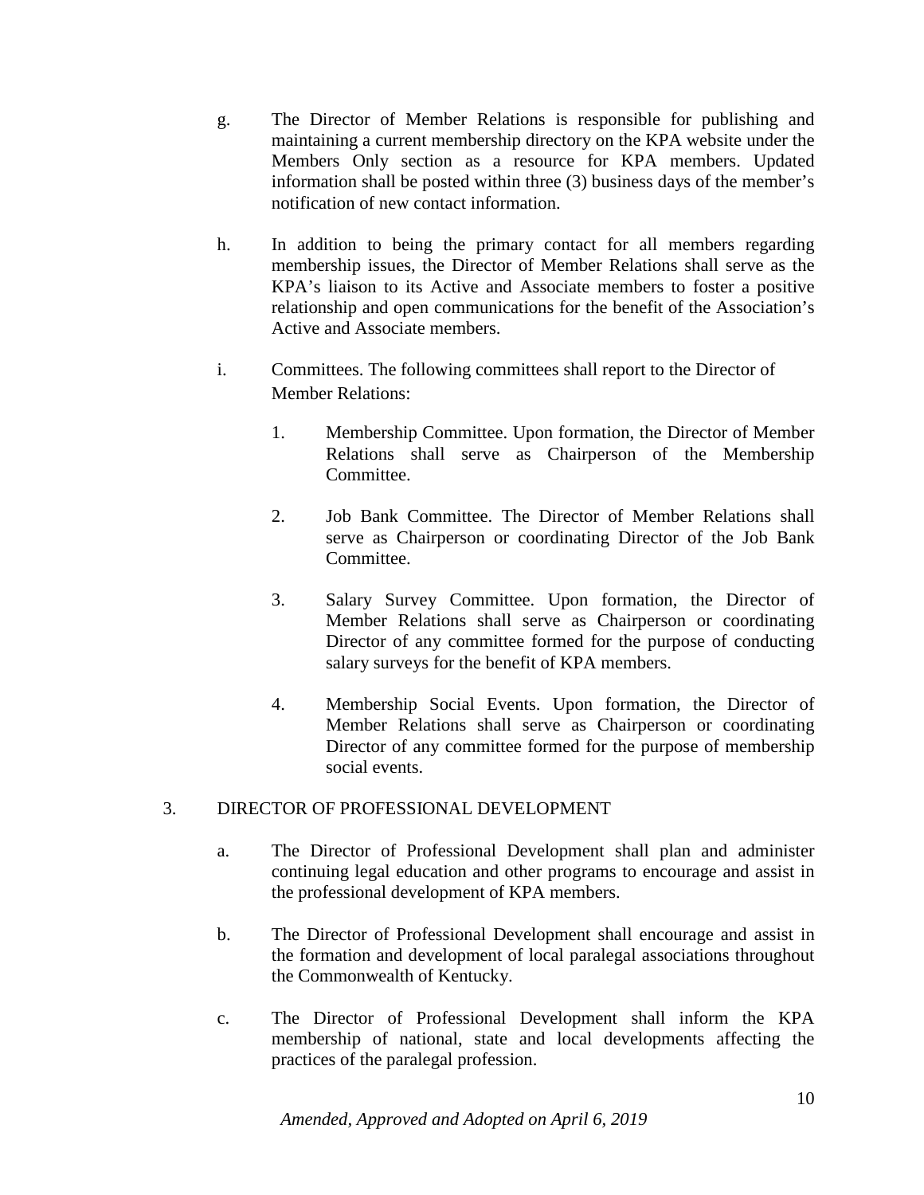g. The Director of Member Relations is responsible for publishing and maintaining a current membership directory on the KPA website under the Members Only section as a resource for KPA members. Updated information shall be posted within three (3) business days of the member's notification of new contact information.

h. In addition to being the primary contact for all members regarding membership issues, the Director of Member Relations shall serve as the KPA's liaison to its Active and Associate members to foster a positive relationship and open communications for the benefit of the Association's Active and Associate members.

i. Committees. The following committees shall report to the Director of Member Relations:

   1. Membership Committee. Upon formation, the Director of Member Relations shall serve as Chairperson of the Membership Committee.

   2. Job Bank Committee. The Director of Member Relations shall serve as Chairperson or coordinating Director of the Job Bank Committee.

   3. Salary Survey Committee. Upon formation, the Director of Member Relations shall serve as Chairperson or coordinating Director of any committee formed for the purpose of conducting salary surveys for the benefit of KPA members.

   4. Membership Social Events. Upon formation, the Director of Member Relations shall serve as Chairperson or coordinating Director of any committee formed for the purpose of membership social events.

3. DIRECTOR OF PROFESSIONAL DEVELOPMENT

a. The Director of Professional Development shall plan and administer continuing legal education and other programs to encourage and assist in the professional development of KPA members.

b. The Director of Professional Development shall encourage and assist in the formation and development of local paralegal associations throughout the Commonwealth of Kentucky.

c. The Director of Professional Development shall inform the KPA membership of national, state and local developments affecting the practices of the paralegal profession.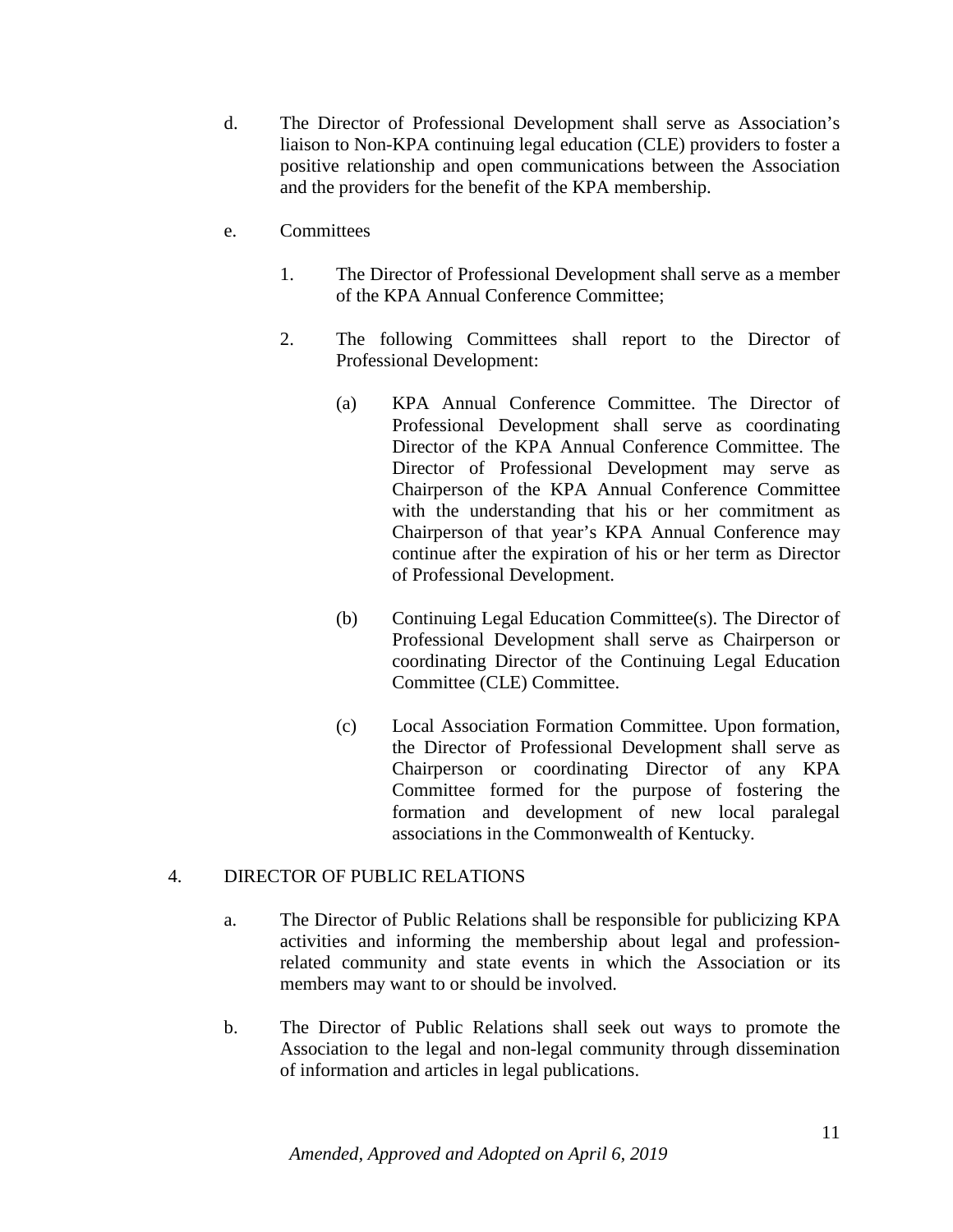d. The Director of Professional Development shall serve as Association's liaison to Non-KPA continuing legal education (CLE) providers to foster a positive relationship and open communications between the Association and the providers for the benefit of the KPA membership.

e. Committees

   1. The Director of Professional Development shall serve as a member of the KPA Annual Conference Committee;

   2. The following Committees shall report to the Director of Professional Development:

      (a) KPA Annual Conference Committee. The Director of Professional Development shall serve as coordinating Director of the KPA Annual Conference Committee. The Director of Professional Development may serve as Chairperson of the KPA Annual Conference Committee with the understanding that his or her commitment as Chairperson of that year's KPA Annual Conference may continue after the expiration of his or her term as Director of Professional Development.

      (b) Continuing Legal Education Committee(s). The Director of Professional Development shall serve as Chairperson or coordinating Director of the Continuing Legal Education Committee (CLE) Committee.

      (c) Local Association Formation Committee. Upon formation, the Director of Professional Development shall serve as Chairperson or coordinating Director of any KPA Committee formed for the purpose of fostering the formation and development of new local paralegal associations in the Commonwealth of Kentucky.

4. DIRECTOR OF PUBLIC RELATIONS

   a. The Director of Public Relations shall be responsible for publicizing KPA activities and informing the membership about legal and profession-related community and state events in which the Association or its members may want to or should be involved.

   b. The Director of Public Relations shall seek out ways to promote the Association to the legal and non-legal community through dissemination of information and articles in legal publications.

*Amended, Approved and Adopted on April 6, 2019*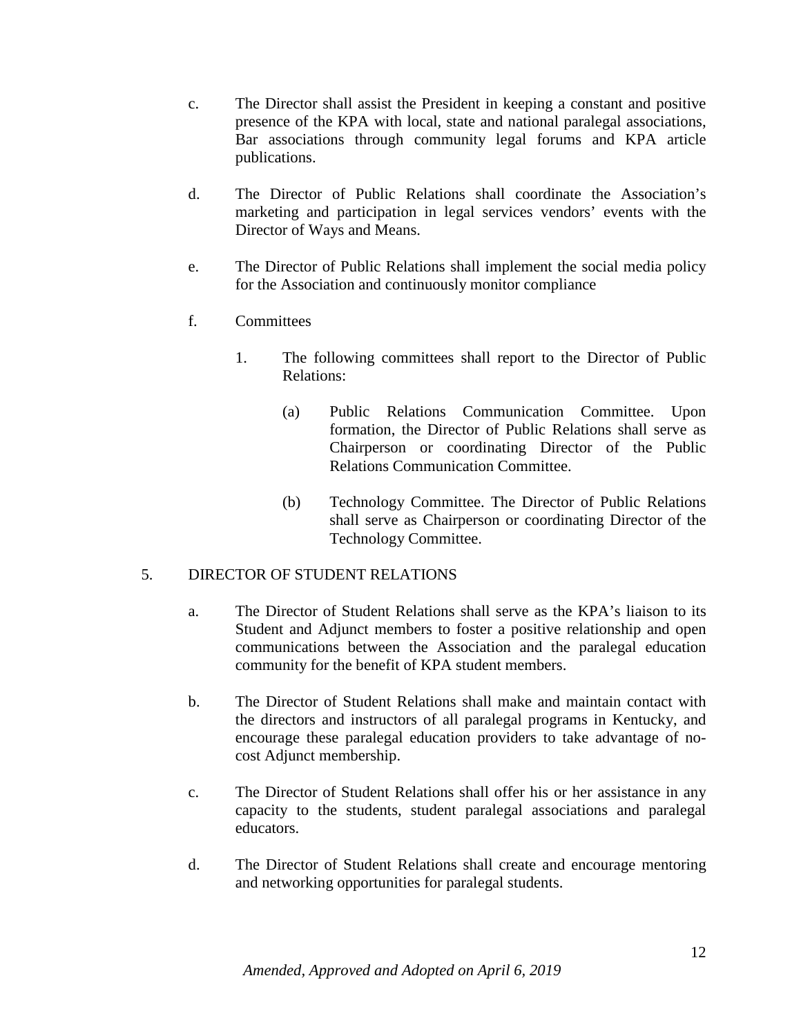c. The Director shall assist the President in keeping a constant and positive presence of the KPA with local, state and national paralegal associations, Bar associations through community legal forums and KPA article publications.

d. The Director of Public Relations shall coordinate the Association's marketing and participation in legal services vendors' events with the Director of Ways and Means.

e. The Director of Public Relations shall implement the social media policy for the Association and continuously monitor compliance

f. Committees

   1. The following committees shall report to the Director of Public Relations:

      (a) Public Relations Communication Committee. Upon formation, the Director of Public Relations shall serve as Chairperson or coordinating Director of the Public Relations Communication Committee.

      (b) Technology Committee. The Director of Public Relations shall serve as Chairperson or coordinating Director of the Technology Committee.

5. DIRECTOR OF STUDENT RELATIONS

a. The Director of Student Relations shall serve as the KPA's liaison to its Student and Adjunct members to foster a positive relationship and open communications between the Association and the paralegal education community for the benefit of KPA student members.

b. The Director of Student Relations shall make and maintain contact with the directors and instructors of all paralegal programs in Kentucky, and encourage these paralegal education providers to take advantage of no-cost Adjunct membership.

c. The Director of Student Relations shall offer his or her assistance in any capacity to the students, student paralegal associations and paralegal educators.

d. The Director of Student Relations shall create and encourage mentoring and networking opportunities for paralegal students.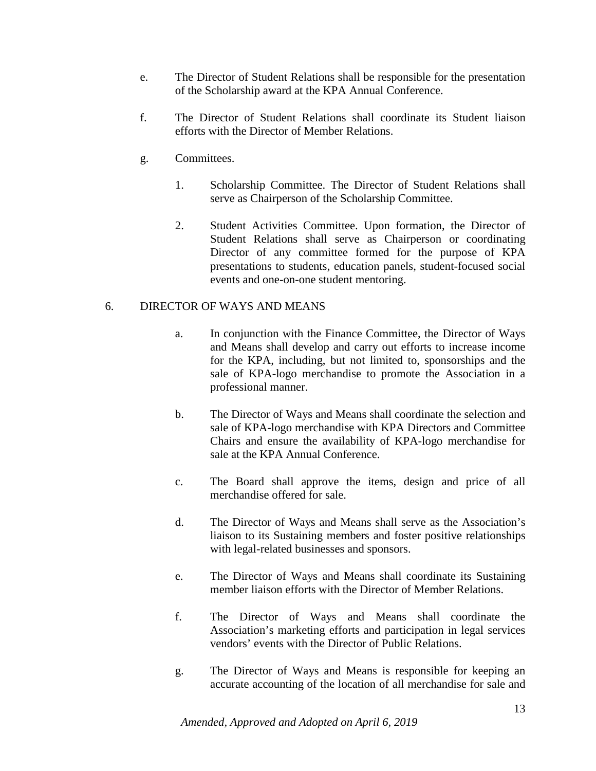e. The Director of Student Relations shall be responsible for the presentation of the Scholarship award at the KPA Annual Conference.

f. The Director of Student Relations shall coordinate its Student liaison efforts with the Director of Member Relations.

g. Committees.

1. Scholarship Committee. The Director of Student Relations shall serve as Chairperson of the Scholarship Committee.

2. Student Activities Committee. Upon formation, the Director of Student Relations shall serve as Chairperson or coordinating Director of any committee formed for the purpose of KPA presentations to students, education panels, student-focused social events and one-on-one student mentoring.

6. DIRECTOR OF WAYS AND MEANS

a. In conjunction with the Finance Committee, the Director of Ways and Means shall develop and carry out efforts to increase income for the KPA, including, but not limited to, sponsorships and the sale of KPA-logo merchandise to promote the Association in a professional manner.

b. The Director of Ways and Means shall coordinate the selection and sale of KPA-logo merchandise with KPA Directors and Committee Chairs and ensure the availability of KPA-logo merchandise for sale at the KPA Annual Conference.

c. The Board shall approve the items, design and price of all merchandise offered for sale.

d. The Director of Ways and Means shall serve as the Association's liaison to its Sustaining members and foster positive relationships with legal-related businesses and sponsors.

e. The Director of Ways and Means shall coordinate its Sustaining member liaison efforts with the Director of Member Relations.

f. The Director of Ways and Means shall coordinate the Association's marketing efforts and participation in legal services vendors' events with the Director of Public Relations.

g. The Director of Ways and Means is responsible for keeping an accurate accounting of the location of all merchandise for sale and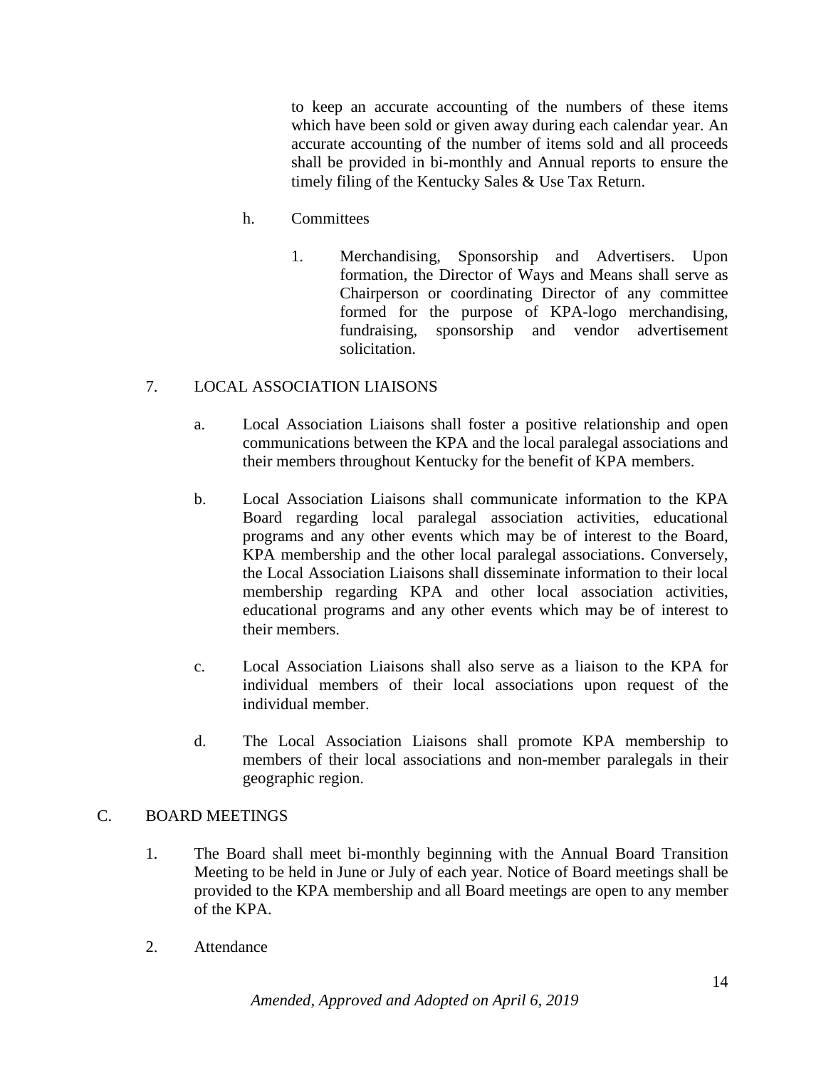to keep an accurate accounting of the numbers of these items which have been sold or given away during each calendar year. An accurate accounting of the number of items sold and all proceeds shall be provided in bi-monthly and Annual reports to ensure the timely filing of the Kentucky Sales & Use Tax Return.

h. Committees

1. Merchandising, Sponsorship and Advertisers. Upon formation, the Director of Ways and Means shall serve as Chairperson or coordinating Director of any committee formed for the purpose of KPA-logo merchandising, fundraising, sponsorship and vendor advertisement solicitation.

7. LOCAL ASSOCIATION LIAISONS

a. Local Association Liaisons shall foster a positive relationship and open communications between the KPA and the local paralegal associations and their members throughout Kentucky for the benefit of KPA members.

b. Local Association Liaisons shall communicate information to the KPA Board regarding local paralegal association activities, educational programs and any other events which may be of interest to the Board, KPA membership and the other local paralegal associations. Conversely, the Local Association Liaisons shall disseminate information to their local membership regarding KPA and other local association activities, educational programs and any other events which may be of interest to their members.

c. Local Association Liaisons shall also serve as a liaison to the KPA for individual members of their local associations upon request of the individual member.

d. The Local Association Liaisons shall promote KPA membership to members of their local associations and non-member paralegals in their geographic region.

C. BOARD MEETINGS

1. The Board shall meet bi-monthly beginning with the Annual Board Transition Meeting to be held in June or July of each year. Notice of Board meetings shall be provided to the KPA membership and all Board meetings are open to any member of the KPA.

2. Attendance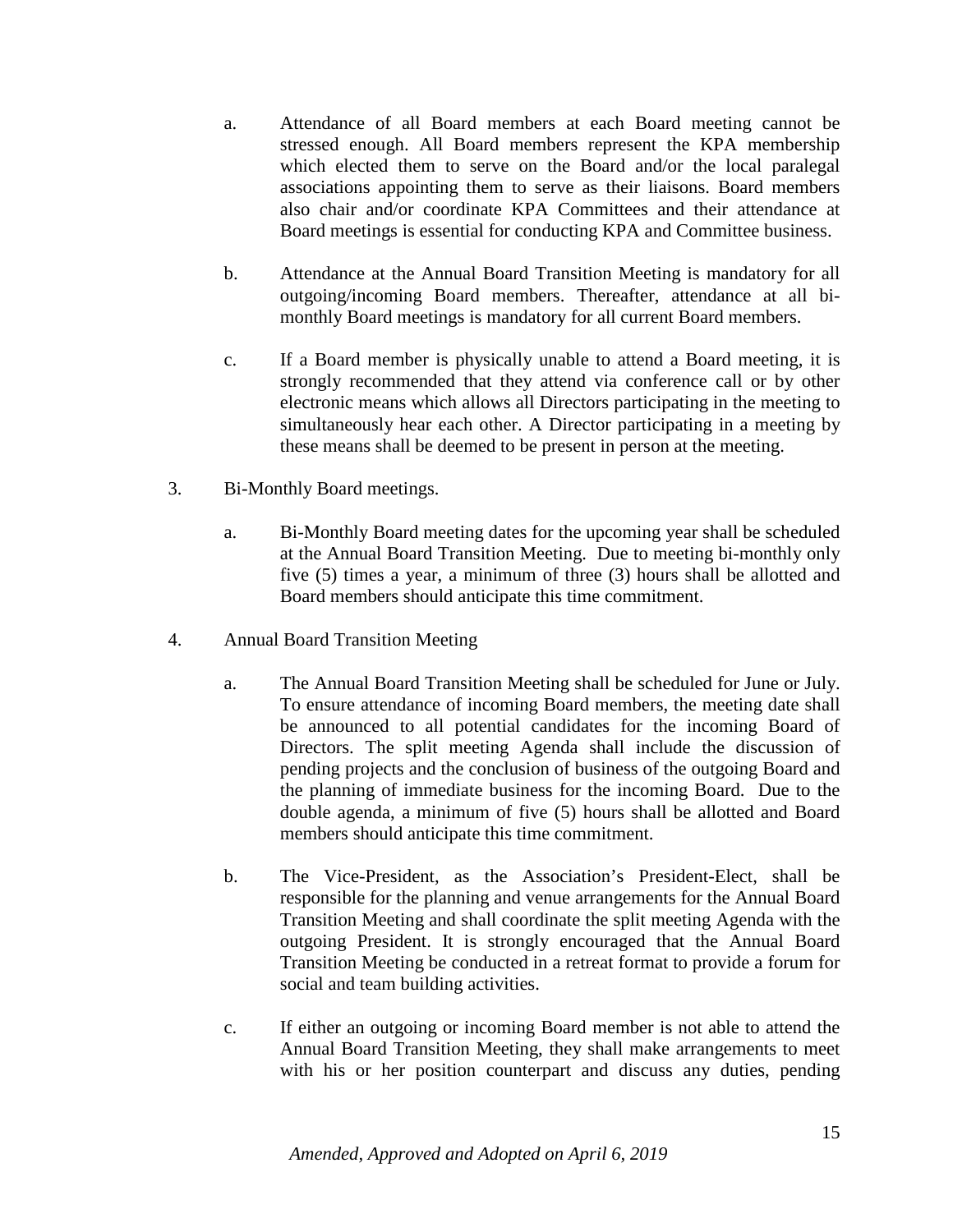a. Attendance of all Board members at each Board meeting cannot be stressed enough. All Board members represent the KPA membership which elected them to serve on the Board and/or the local paralegal associations appointing them to serve as their liaisons. Board members also chair and/or coordinate KPA Committees and their attendance at Board meetings is essential for conducting KPA and Committee business.

b. Attendance at the Annual Board Transition Meeting is mandatory for all outgoing/incoming Board members. Thereafter, attendance at all bi-monthly Board meetings is mandatory for all current Board members.

c. If a Board member is physically unable to attend a Board meeting, it is strongly recommended that they attend via conference call or by other electronic means which allows all Directors participating in the meeting to simultaneously hear each other. A Director participating in a meeting by these means shall be deemed to be present in person at the meeting.

3. Bi-Monthly Board meetings.

a. Bi-Monthly Board meeting dates for the upcoming year shall be scheduled at the Annual Board Transition Meeting. Due to meeting bi-monthly only five (5) times a year, a minimum of three (3) hours shall be allotted and Board members should anticipate this time commitment.

4. Annual Board Transition Meeting

a. The Annual Board Transition Meeting shall be scheduled for June or July. To ensure attendance of incoming Board members, the meeting date shall be announced to all potential candidates for the incoming Board of Directors. The split meeting Agenda shall include the discussion of pending projects and the conclusion of business of the outgoing Board and the planning of immediate business for the incoming Board. Due to the double agenda, a minimum of five (5) hours shall be allotted and Board members should anticipate this time commitment.

b. The Vice-President, as the Association's President-Elect, shall be responsible for the planning and venue arrangements for the Annual Board Transition Meeting and shall coordinate the split meeting Agenda with the outgoing President. It is strongly encouraged that the Annual Board Transition Meeting be conducted in a retreat format to provide a forum for social and team building activities.

c. If either an outgoing or incoming Board member is not able to attend the Annual Board Transition Meeting, they shall make arrangements to meet with his or her position counterpart and discuss any duties, pending

*Amended, Approved and Adopted on April 6, 2019*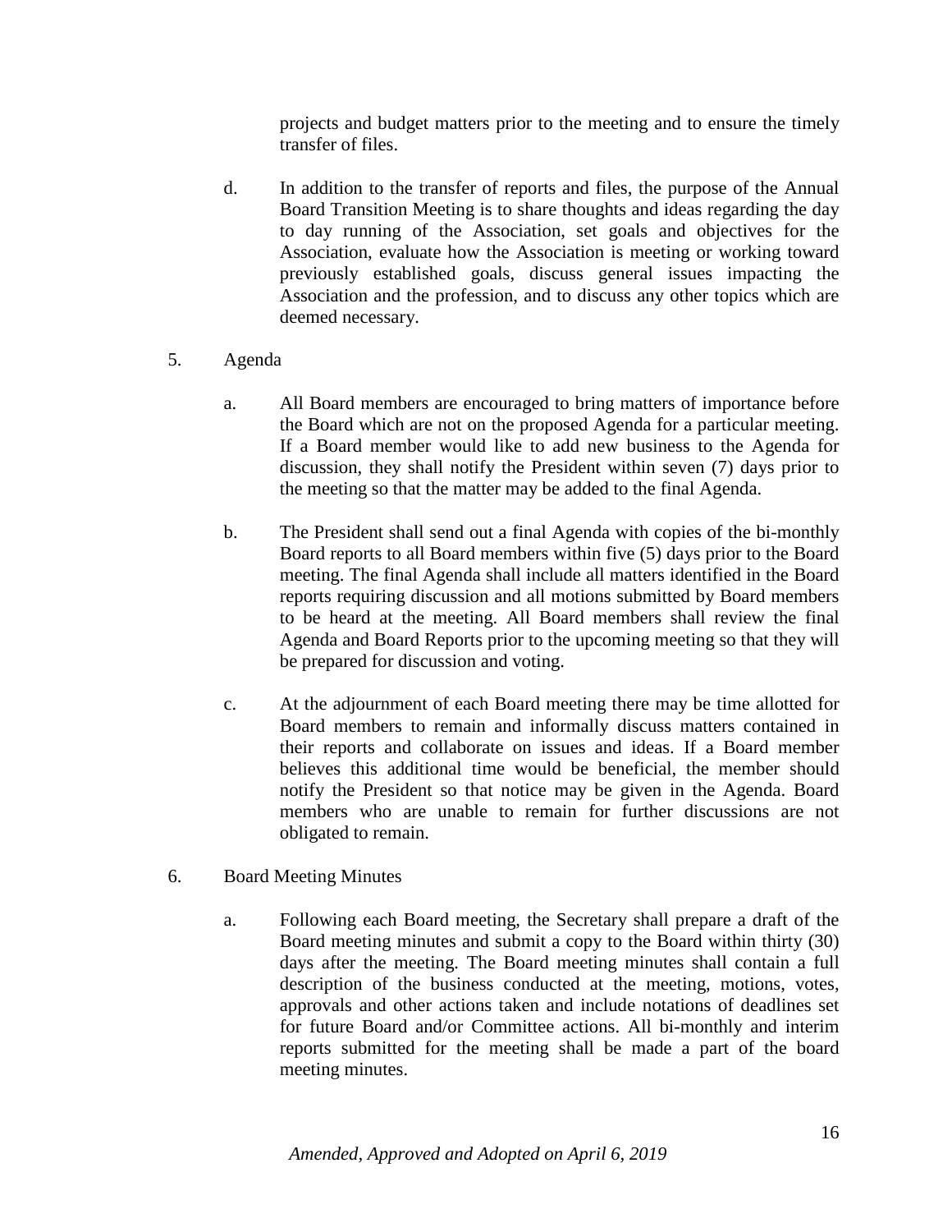projects and budget matters prior to the meeting and to ensure the timely transfer of files.

d. In addition to the transfer of reports and files, the purpose of the Annual Board Transition Meeting is to share thoughts and ideas regarding the day to day running of the Association, set goals and objectives for the Association, evaluate how the Association is meeting or working toward previously established goals, discuss general issues impacting the Association and the profession, and to discuss any other topics which are deemed necessary.

5. Agenda

a. All Board members are encouraged to bring matters of importance before the Board which are not on the proposed Agenda for a particular meeting. If a Board member would like to add new business to the Agenda for discussion, they shall notify the President within seven (7) days prior to the meeting so that the matter may be added to the final Agenda.

b. The President shall send out a final Agenda with copies of the bi-monthly Board reports to all Board members within five (5) days prior to the Board meeting. The final Agenda shall include all matters identified in the Board reports requiring discussion and all motions submitted by Board members to be heard at the meeting. All Board members shall review the final Agenda and Board Reports prior to the upcoming meeting so that they will be prepared for discussion and voting.

c. At the adjournment of each Board meeting there may be time allotted for Board members to remain and informally discuss matters contained in their reports and collaborate on issues and ideas. If a Board member believes this additional time would be beneficial, the member should notify the President so that notice may be given in the Agenda. Board members who are unable to remain for further discussions are not obligated to remain.

6. Board Meeting Minutes

a. Following each Board meeting, the Secretary shall prepare a draft of the Board meeting minutes and submit a copy to the Board within thirty (30) days after the meeting. The Board meeting minutes shall contain a full description of the business conducted at the meeting, motions, votes, approvals and other actions taken and include notations of deadlines set for future Board and/or Committee actions. All bi-monthly and interim reports submitted for the meeting shall be made a part of the board meeting minutes.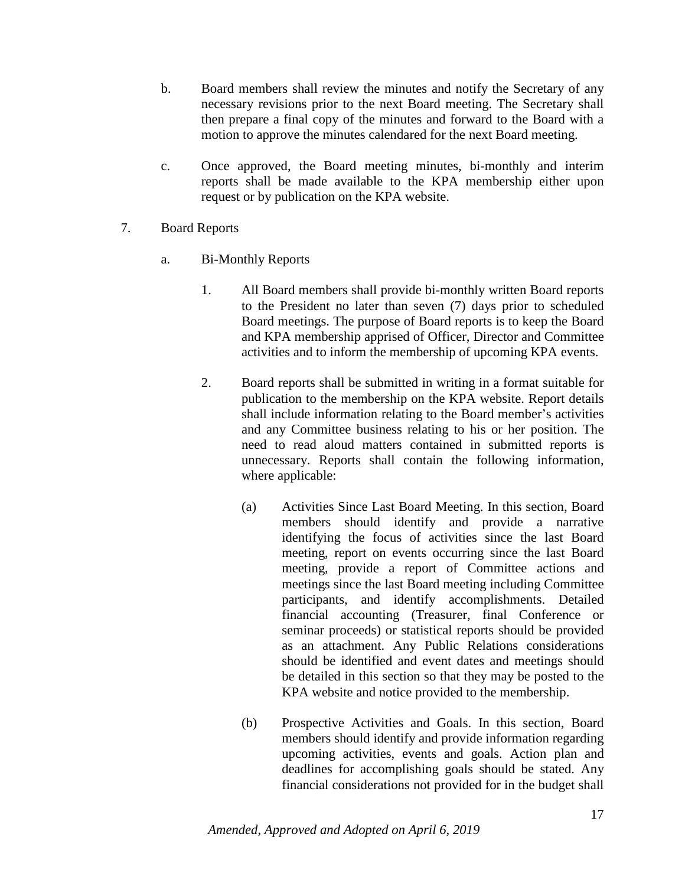b. Board members shall review the minutes and notify the Secretary of any necessary revisions prior to the next Board meeting. The Secretary shall then prepare a final copy of the minutes and forward to the Board with a motion to approve the minutes calendared for the next Board meeting.

c. Once approved, the Board meeting minutes, bi-monthly and interim reports shall be made available to the KPA membership either upon request or by publication on the KPA website.

7. Board Reports

   a. Bi-Monthly Reports

      1. All Board members shall provide bi-monthly written Board reports to the President no later than seven (7) days prior to scheduled Board meetings. The purpose of Board reports is to keep the Board and KPA membership apprised of Officer, Director and Committee activities and to inform the membership of upcoming KPA events.

      2. Board reports shall be submitted in writing in a format suitable for publication to the membership on the KPA website. Report details shall include information relating to the Board member's activities and any Committee business relating to his or her position. The need to read aloud matters contained in submitted reports is unnecessary. Reports shall contain the following information, where applicable:

         (a) Activities Since Last Board Meeting. In this section, Board members should identify and provide a narrative identifying the focus of activities since the last Board meeting, report on events occurring since the last Board meeting, provide a report of Committee actions and meetings since the last Board meeting including Committee participants, and identify accomplishments. Detailed financial accounting (Treasurer, final Conference or seminar proceeds) or statistical reports should be provided as an attachment. Any Public Relations considerations should be identified and event dates and meetings should be detailed in this section so that they may be posted to the KPA website and notice provided to the membership.

         (b) Prospective Activities and Goals. In this section, Board members should identify and provide information regarding upcoming activities, events and goals. Action plan and deadlines for accomplishing goals should be stated. Any financial considerations not provided for in the budget shall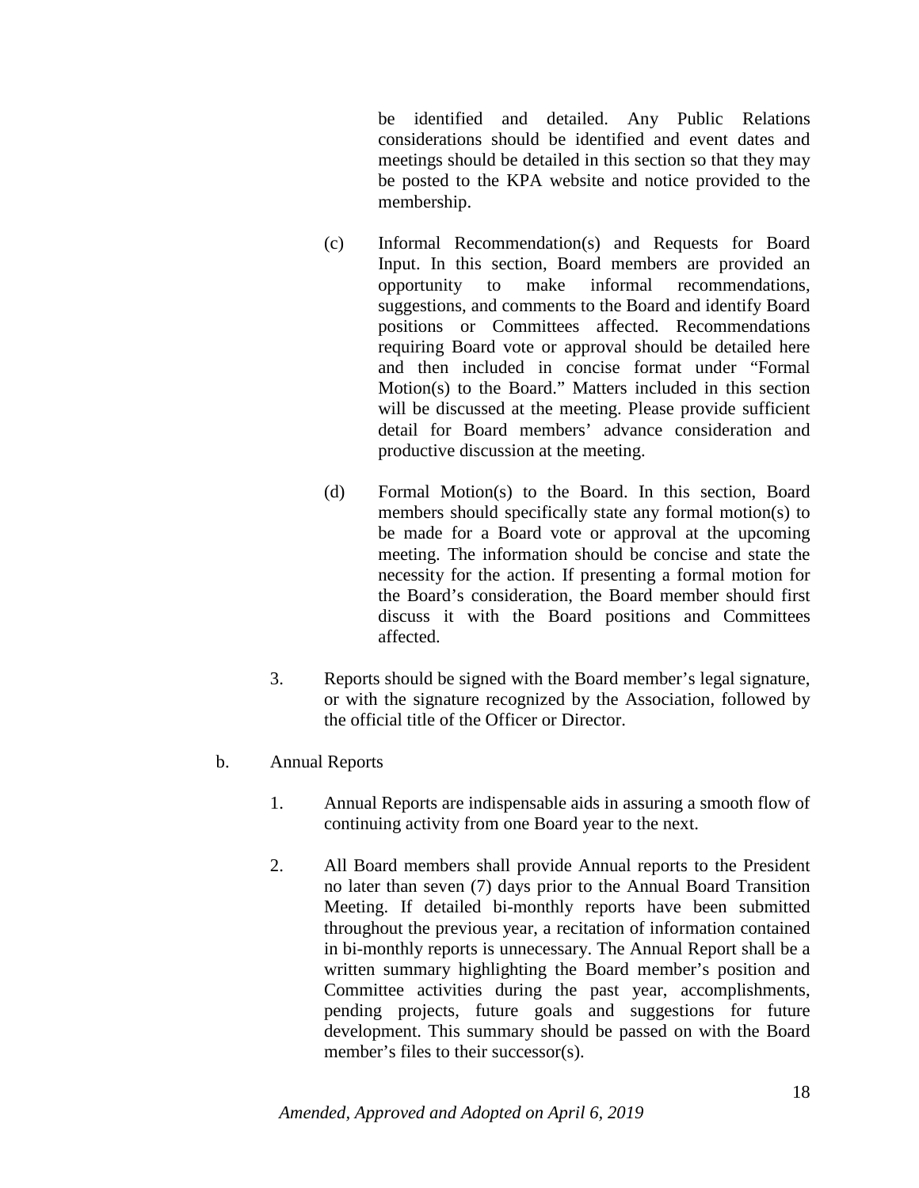be identified and detailed. Any Public Relations considerations should be identified and event dates and meetings should be detailed in this section so that they may be posted to the KPA website and notice provided to the membership.

(c) Informal Recommendation(s) and Requests for Board Input. In this section, Board members are provided an opportunity to make informal recommendations, suggestions, and comments to the Board and identify Board positions or Committees affected. Recommendations requiring Board vote or approval should be detailed here and then included in concise format under "Formal Motion(s) to the Board." Matters included in this section will be discussed at the meeting. Please provide sufficient detail for Board members' advance consideration and productive discussion at the meeting.

(d) Formal Motion(s) to the Board. In this section, Board members should specifically state any formal motion(s) to be made for a Board vote or approval at the upcoming meeting. The information should be concise and state the necessity for the action. If presenting a formal motion for the Board's consideration, the Board member should first discuss it with the Board positions and Committees affected.

3. Reports should be signed with the Board member's legal signature, or with the signature recognized by the Association, followed by the official title of the Officer or Director.

b. Annual Reports

1. Annual Reports are indispensable aids in assuring a smooth flow of continuing activity from one Board year to the next.

2. All Board members shall provide Annual reports to the President no later than seven (7) days prior to the Annual Board Transition Meeting. If detailed bi-monthly reports have been submitted throughout the previous year, a recitation of information contained in bi-monthly reports is unnecessary. The Annual Report shall be a written summary highlighting the Board member's position and Committee activities during the past year, accomplishments, pending projects, future goals and suggestions for future development. This summary should be passed on with the Board member's files to their successor(s).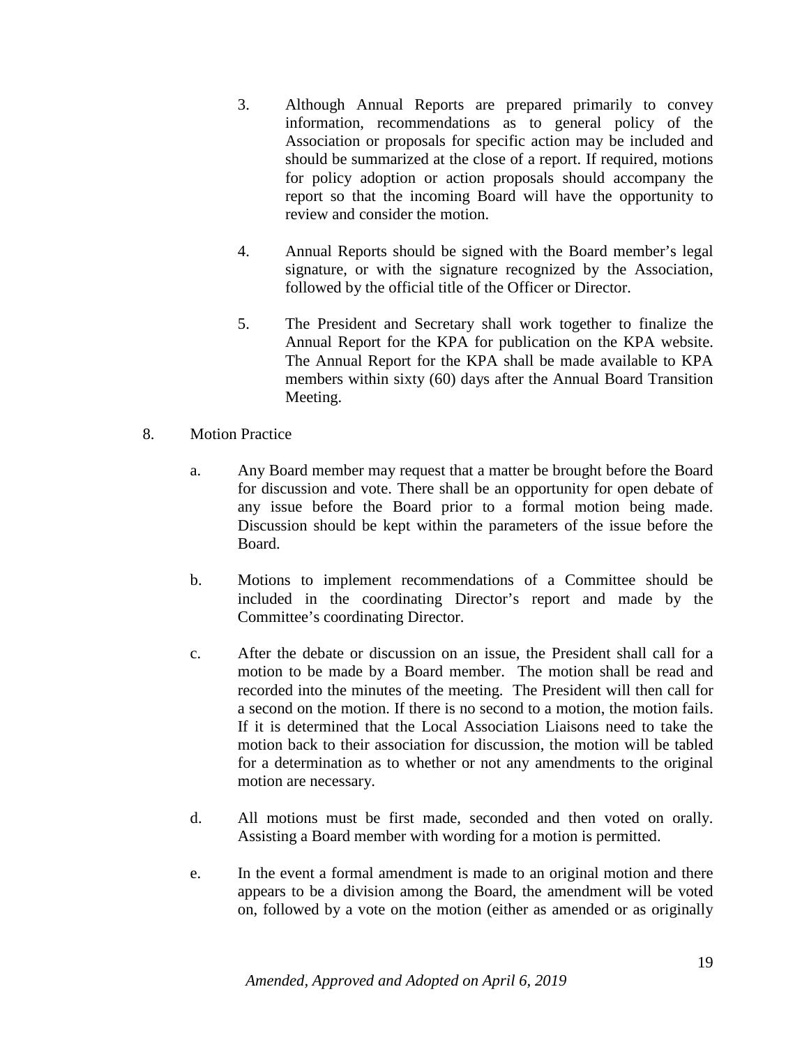3. Although Annual Reports are prepared primarily to convey information, recommendations as to general policy of the Association or proposals for specific action may be included and should be summarized at the close of a report. If required, motions for policy adoption or action proposals should accompany the report so that the incoming Board will have the opportunity to review and consider the motion.

4. Annual Reports should be signed with the Board member's legal signature, or with the signature recognized by the Association, followed by the official title of the Officer or Director.

5. The President and Secretary shall work together to finalize the Annual Report for the KPA for publication on the KPA website. The Annual Report for the KPA shall be made available to KPA members within sixty (60) days after the Annual Board Transition Meeting.

8. Motion Practice

   a. Any Board member may request that a matter be brought before the Board for discussion and vote. There shall be an opportunity for open debate of any issue before the Board prior to a formal motion being made. Discussion should be kept within the parameters of the issue before the Board.

   b. Motions to implement recommendations of a Committee should be included in the coordinating Director's report and made by the Committee's coordinating Director.

   c. After the debate or discussion on an issue, the President shall call for a motion to be made by a Board member. The motion shall be read and recorded into the minutes of the meeting. The President will then call for a second on the motion. If there is no second to a motion, the motion fails. If it is determined that the Local Association Liaisons need to take the motion back to their association for discussion, the motion will be tabled for a determination as to whether or not any amendments to the original motion are necessary.

   d. All motions must be first made, seconded and then voted on orally. Assisting a Board member with wording for a motion is permitted.

   e. In the event a formal amendment is made to an original motion and there appears to be a division among the Board, the amendment will be voted on, followed by a vote on the motion (either as amended or as originally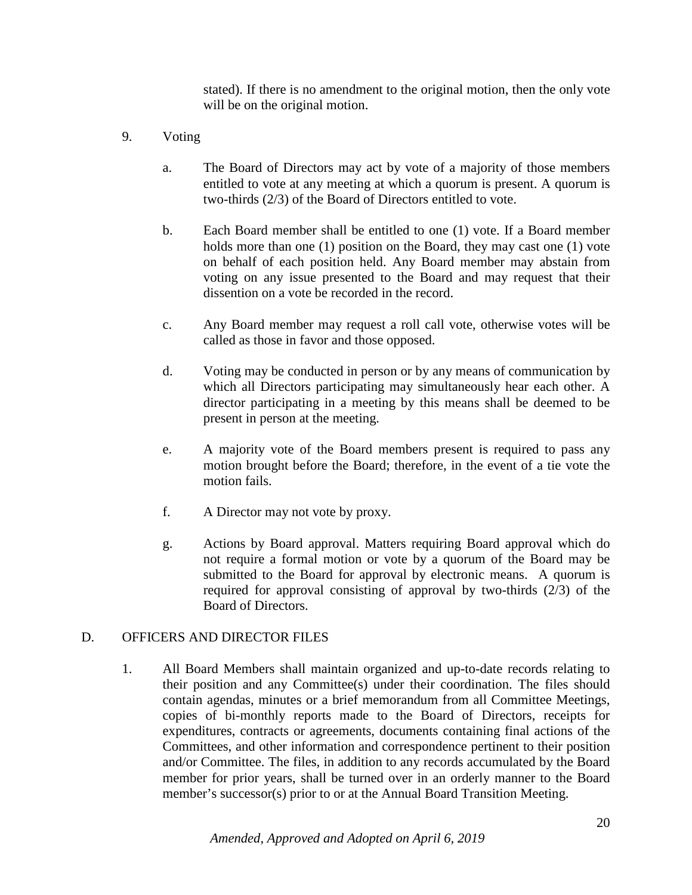stated). If there is no amendment to the original motion, then the only vote will be on the original motion.

9. Voting

   a. The Board of Directors may act by vote of a majority of those members entitled to vote at any meeting at which a quorum is present. A quorum is two-thirds (2/3) of the Board of Directors entitled to vote.

   b. Each Board member shall be entitled to one (1) vote. If a Board member holds more than one (1) position on the Board, they may cast one (1) vote on behalf of each position held. Any Board member may abstain from voting on any issue presented to the Board and may request that their dissention on a vote be recorded in the record.

   c. Any Board member may request a roll call vote, otherwise votes will be called as those in favor and those opposed.

   d. Voting may be conducted in person or by any means of communication by which all Directors participating may simultaneously hear each other. A director participating in a meeting by this means shall be deemed to be present in person at the meeting.

   e. A majority vote of the Board members present is required to pass any motion brought before the Board; therefore, in the event of a tie vote the motion fails.

   f. A Director may not vote by proxy.

   g. Actions by Board approval. Matters requiring Board approval which do not require a formal motion or vote by a quorum of the Board may be submitted to the Board for approval by electronic means. A quorum is required for approval consisting of approval by two-thirds (2/3) of the Board of Directors.

D. OFFICERS AND DIRECTOR FILES

1. All Board Members shall maintain organized and up-to-date records relating to their position and any Committee(s) under their coordination. The files should contain agendas, minutes or a brief memorandum from all Committee Meetings, copies of bi-monthly reports made to the Board of Directors, receipts for expenditures, contracts or agreements, documents containing final actions of the Committees, and other information and correspondence pertinent to their position and/or Committee. The files, in addition to any records accumulated by the Board member for prior years, shall be turned over in an orderly manner to the Board member's successor(s) prior to or at the Annual Board Transition Meeting.

*Amended, Approved and Adopted on April 6, 2019*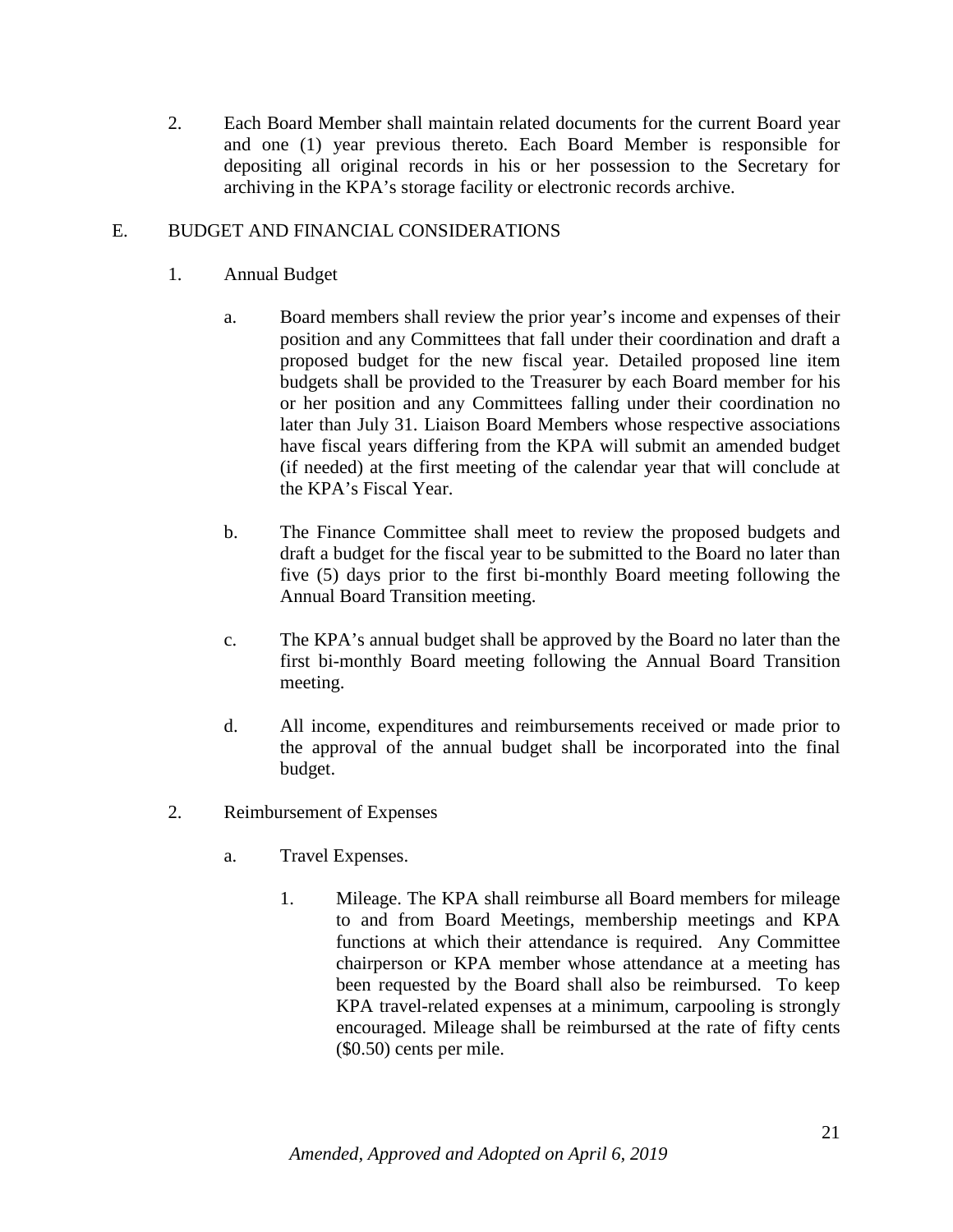2. Each Board Member shall maintain related documents for the current Board year and one (1) year previous thereto. Each Board Member is responsible for depositing all original records in his or her possession to the Secretary for archiving in the KPA's storage facility or electronic records archive.

E. BUDGET AND FINANCIAL CONSIDERATIONS

1. Annual Budget

   a. Board members shall review the prior year's income and expenses of their position and any Committees that fall under their coordination and draft a proposed budget for the new fiscal year. Detailed proposed line item budgets shall be provided to the Treasurer by each Board member for his or her position and any Committees falling under their coordination no later than July 31. Liaison Board Members whose respective associations have fiscal years differing from the KPA will submit an amended budget (if needed) at the first meeting of the calendar year that will conclude at the KPA's Fiscal Year.

   b. The Finance Committee shall meet to review the proposed budgets and draft a budget for the fiscal year to be submitted to the Board no later than five (5) days prior to the first bi-monthly Board meeting following the Annual Board Transition meeting.

   c. The KPA's annual budget shall be approved by the Board no later than the first bi-monthly Board meeting following the Annual Board Transition meeting.

   d. All income, expenditures and reimbursements received or made prior to the approval of the annual budget shall be incorporated into the final budget.

2. Reimbursement of Expenses

   a. Travel Expenses.

      1. Mileage. The KPA shall reimburse all Board members for mileage to and from Board Meetings, membership meetings and KPA functions at which their attendance is required. Any Committee chairperson or KPA member whose attendance at a meeting has been requested by the Board shall also be reimbursed. To keep KPA travel-related expenses at a minimum, carpooling is strongly encouraged. Mileage shall be reimbursed at the rate of fifty cents ($0.50) cents per mile.

*Amended, Approved and Adopted on April 6, 2019*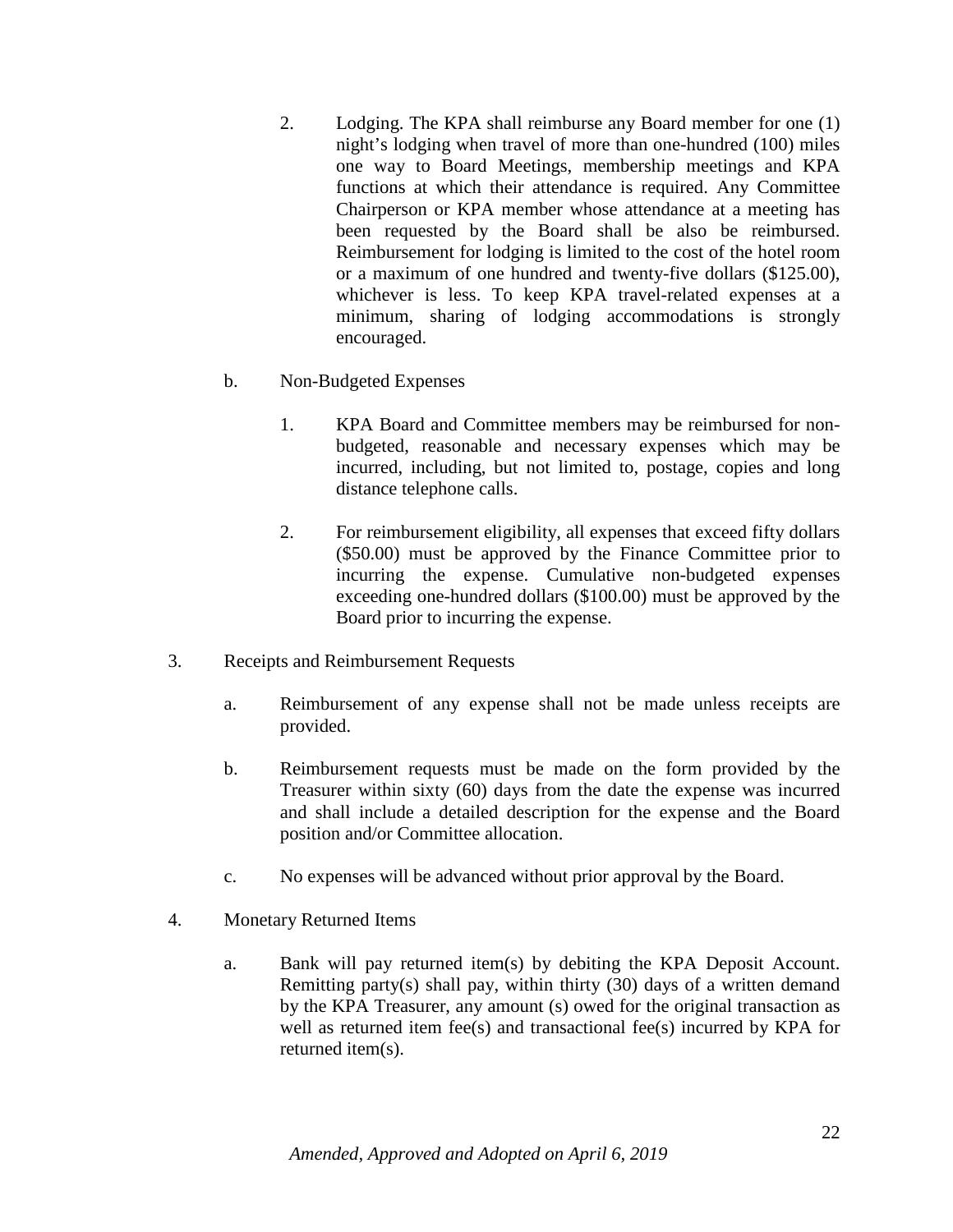2. Lodging. The KPA shall reimburse any Board member for one (1) night's lodging when travel of more than one-hundred (100) miles one way to Board Meetings, membership meetings and KPA functions at which their attendance is required. Any Committee Chairperson or KPA member whose attendance at a meeting has been requested by the Board shall be also be reimbursed. Reimbursement for lodging is limited to the cost of the hotel room or a maximum of one hundred and twenty-five dollars ($125.00), whichever is less. To keep KPA travel-related expenses at a minimum, sharing of lodging accommodations is strongly encouraged.

b. Non-Budgeted Expenses

1. KPA Board and Committee members may be reimbursed for non-budgeted, reasonable and necessary expenses which may be incurred, including, but not limited to, postage, copies and long distance telephone calls.

2. For reimbursement eligibility, all expenses that exceed fifty dollars ($50.00) must be approved by the Finance Committee prior to incurring the expense. Cumulative non-budgeted expenses exceeding one-hundred dollars ($100.00) must be approved by the Board prior to incurring the expense.

3. Receipts and Reimbursement Requests

a. Reimbursement of any expense shall not be made unless receipts are provided.

b. Reimbursement requests must be made on the form provided by the Treasurer within sixty (60) days from the date the expense was incurred and shall include a detailed description for the expense and the Board position and/or Committee allocation.

c. No expenses will be advanced without prior approval by the Board.

4. Monetary Returned Items

a. Bank will pay returned item(s) by debiting the KPA Deposit Account. Remitting party(s) shall pay, within thirty (30) days of a written demand by the KPA Treasurer, any amount (s) owed for the original transaction as well as returned item fee(s) and transactional fee(s) incurred by KPA for returned item(s).

*Amended, Approved and Adopted on April 6, 2019*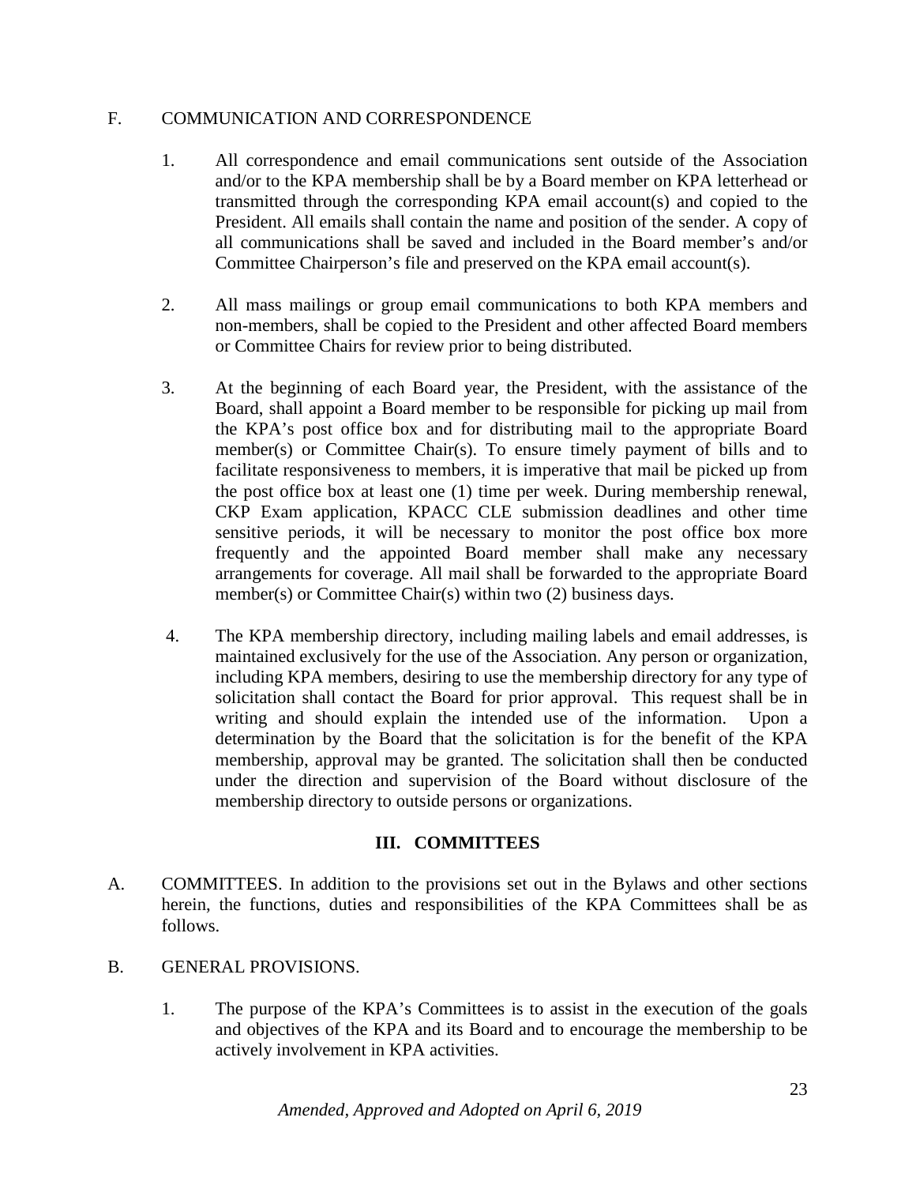F. COMMUNICATION AND CORRESPONDENCE

1. All correspondence and email communications sent outside of the Association and/or to the KPA membership shall be by a Board member on KPA letterhead or transmitted through the corresponding KPA email account(s) and copied to the President. All emails shall contain the name and position of the sender. A copy of all communications shall be saved and included in the Board member's and/or Committee Chairperson's file and preserved on the KPA email account(s).

2. All mass mailings or group email communications to both KPA members and non-members, shall be copied to the President and other affected Board members or Committee Chairs for review prior to being distributed.

3. At the beginning of each Board year, the President, with the assistance of the Board, shall appoint a Board member to be responsible for picking up mail from the KPA's post office box and for distributing mail to the appropriate Board member(s) or Committee Chair(s). To ensure timely payment of bills and to facilitate responsiveness to members, it is imperative that mail be picked up from the post office box at least one (1) time per week. During membership renewal, CKP Exam application, KPACC CLE submission deadlines and other time sensitive periods, it will be necessary to monitor the post office box more frequently and the appointed Board member shall make any necessary arrangements for coverage. All mail shall be forwarded to the appropriate Board member(s) or Committee Chair(s) within two (2) business days.

4. The KPA membership directory, including mailing labels and email addresses, is maintained exclusively for the use of the Association. Any person or organization, including KPA members, desiring to use the membership directory for any type of solicitation shall contact the Board for prior approval. This request shall be in writing and should explain the intended use of the information. Upon a determination by the Board that the solicitation is for the benefit of the KPA membership, approval may be granted. The solicitation shall then be conducted under the direction and supervision of the Board without disclosure of the membership directory to outside persons or organizations.

## III. COMMITTEES

A. COMMITTEES. In addition to the provisions set out in the Bylaws and other sections herein, the functions, duties and responsibilities of the KPA Committees shall be as follows.

B. GENERAL PROVISIONS.

1. The purpose of the KPA's Committees is to assist in the execution of the goals and objectives of the KPA and its Board and to encourage the membership to be actively involvement in KPA activities.

*Amended, Approved and Adopted on April 6, 2019*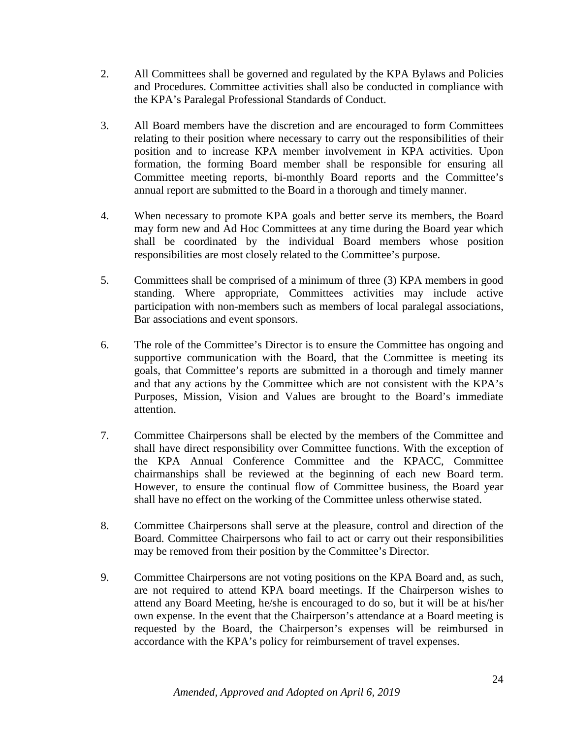2. All Committees shall be governed and regulated by the KPA Bylaws and Policies and Procedures. Committee activities shall also be conducted in compliance with the KPA's Paralegal Professional Standards of Conduct.

3. All Board members have the discretion and are encouraged to form Committees relating to their position where necessary to carry out the responsibilities of their position and to increase KPA member involvement in KPA activities. Upon formation, the forming Board member shall be responsible for ensuring all Committee meeting reports, bi-monthly Board reports and the Committee's annual report are submitted to the Board in a thorough and timely manner.

4. When necessary to promote KPA goals and better serve its members, the Board may form new and Ad Hoc Committees at any time during the Board year which shall be coordinated by the individual Board members whose position responsibilities are most closely related to the Committee's purpose.

5. Committees shall be comprised of a minimum of three (3) KPA members in good standing. Where appropriate, Committees activities may include active participation with non-members such as members of local paralegal associations, Bar associations and event sponsors.

6. The role of the Committee's Director is to ensure the Committee has ongoing and supportive communication with the Board, that the Committee is meeting its goals, that Committee's reports are submitted in a thorough and timely manner and that any actions by the Committee which are not consistent with the KPA's Purposes, Mission, Vision and Values are brought to the Board's immediate attention.

7. Committee Chairpersons shall be elected by the members of the Committee and shall have direct responsibility over Committee functions. With the exception of the KPA Annual Conference Committee and the KPACC, Committee chairmanships shall be reviewed at the beginning of each new Board term. However, to ensure the continual flow of Committee business, the Board year shall have no effect on the working of the Committee unless otherwise stated.

8. Committee Chairpersons shall serve at the pleasure, control and direction of the Board. Committee Chairpersons who fail to act or carry out their responsibilities may be removed from their position by the Committee's Director.

9. Committee Chairpersons are not voting positions on the KPA Board and, as such, are not required to attend KPA board meetings. If the Chairperson wishes to attend any Board Meeting, he/she is encouraged to do so, but it will be at his/her own expense. In the event that the Chairperson's attendance at a Board meeting is requested by the Board, the Chairperson's expenses will be reimbursed in accordance with the KPA's policy for reimbursement of travel expenses.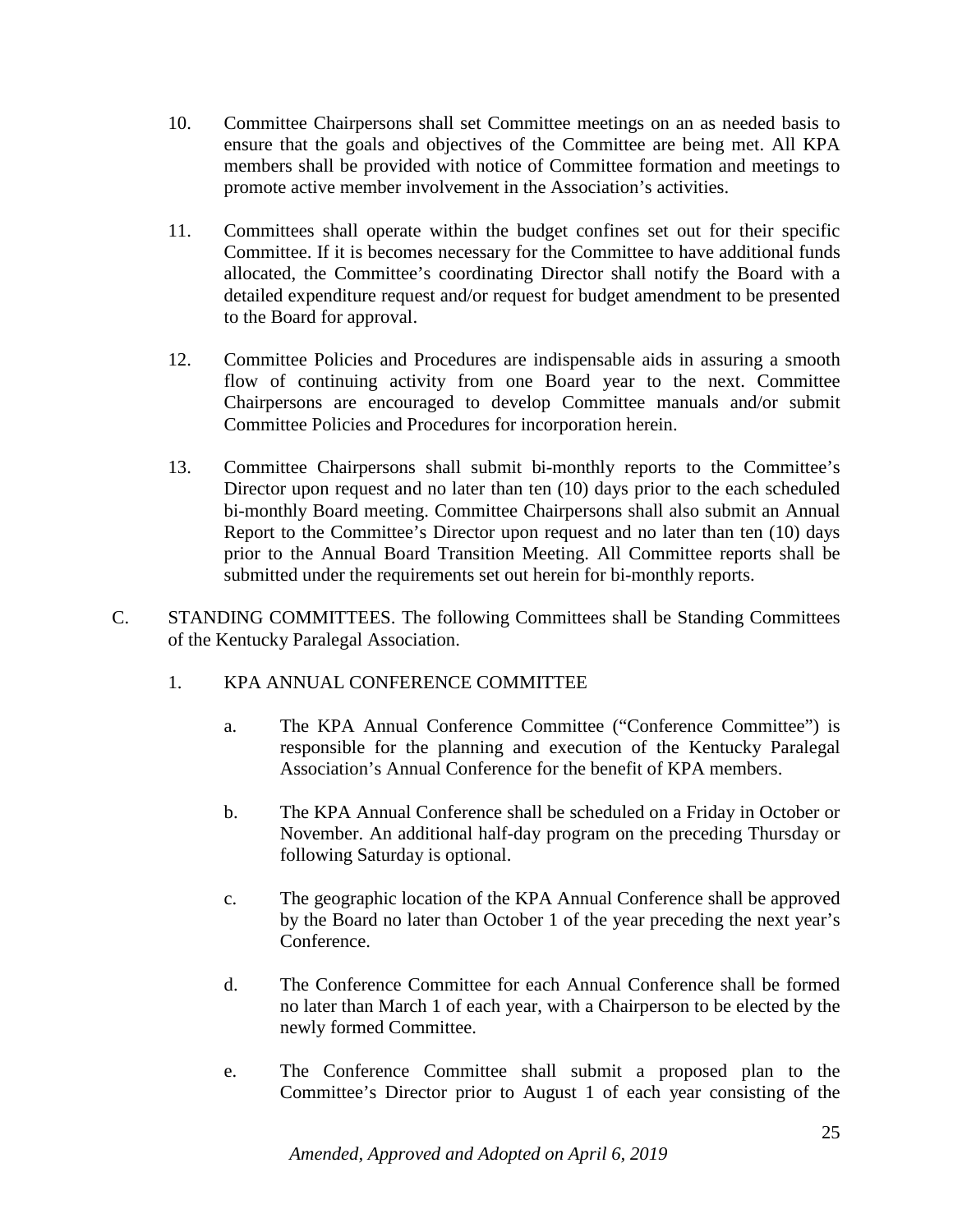10. Committee Chairpersons shall set Committee meetings on an as needed basis to ensure that the goals and objectives of the Committee are being met. All KPA members shall be provided with notice of Committee formation and meetings to promote active member involvement in the Association's activities.

11. Committees shall operate within the budget confines set out for their specific Committee. If it is becomes necessary for the Committee to have additional funds allocated, the Committee's coordinating Director shall notify the Board with a detailed expenditure request and/or request for budget amendment to be presented to the Board for approval.

12. Committee Policies and Procedures are indispensable aids in assuring a smooth flow of continuing activity from one Board year to the next. Committee Chairpersons are encouraged to develop Committee manuals and/or submit Committee Policies and Procedures for incorporation herein.

13. Committee Chairpersons shall submit bi-monthly reports to the Committee's Director upon request and no later than ten (10) days prior to the each scheduled bi-monthly Board meeting. Committee Chairpersons shall also submit an Annual Report to the Committee's Director upon request and no later than ten (10) days prior to the Annual Board Transition Meeting. All Committee reports shall be submitted under the requirements set out herein for bi-monthly reports.

C. STANDING COMMITTEES. The following Committees shall be Standing Committees of the Kentucky Paralegal Association.

1. KPA ANNUAL CONFERENCE COMMITTEE

   a. The KPA Annual Conference Committee ("Conference Committee") is responsible for the planning and execution of the Kentucky Paralegal Association's Annual Conference for the benefit of KPA members.

   b. The KPA Annual Conference shall be scheduled on a Friday in October or November. An additional half-day program on the preceding Thursday or following Saturday is optional.

   c. The geographic location of the KPA Annual Conference shall be approved by the Board no later than October 1 of the year preceding the next year's Conference.

   d. The Conference Committee for each Annual Conference shall be formed no later than March 1 of each year, with a Chairperson to be elected by the newly formed Committee.

   e. The Conference Committee shall submit a proposed plan to the Committee's Director prior to August 1 of each year consisting of the

*Amended, Approved and Adopted on April 6, 2019*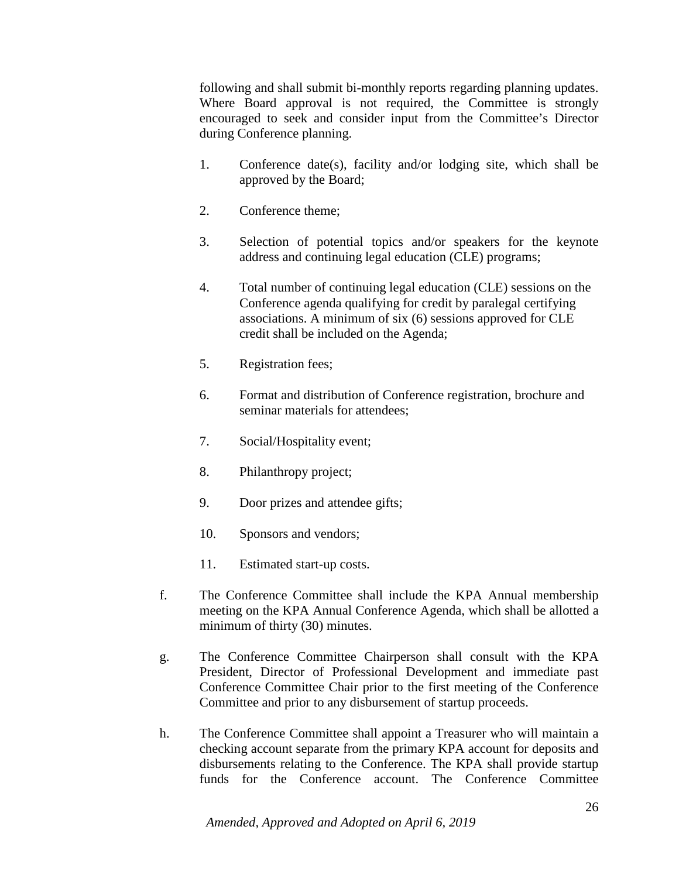following and shall submit bi-monthly reports regarding planning updates. Where Board approval is not required, the Committee is strongly encouraged to seek and consider input from the Committee's Director during Conference planning.

1. Conference date(s), facility and/or lodging site, which shall be approved by the Board;

2. Conference theme;

3. Selection of potential topics and/or speakers for the keynote address and continuing legal education (CLE) programs;

4. Total number of continuing legal education (CLE) sessions on the Conference agenda qualifying for credit by paralegal certifying associations. A minimum of six (6) sessions approved for CLE credit shall be included on the Agenda;

5. Registration fees;

6. Format and distribution of Conference registration, brochure and seminar materials for attendees;

7. Social/Hospitality event;

8. Philanthropy project;

9. Door prizes and attendee gifts;

10. Sponsors and vendors;

11. Estimated start-up costs.

f. The Conference Committee shall include the KPA Annual membership meeting on the KPA Annual Conference Agenda, which shall be allotted a minimum of thirty (30) minutes.

g. The Conference Committee Chairperson shall consult with the KPA President, Director of Professional Development and immediate past Conference Committee Chair prior to the first meeting of the Conference Committee and prior to any disbursement of startup proceeds.

h. The Conference Committee shall appoint a Treasurer who will maintain a checking account separate from the primary KPA account for deposits and disbursements relating to the Conference. The KPA shall provide startup funds for the Conference account. The Conference Committee

*Amended, Approved and Adopted on April 6, 2019*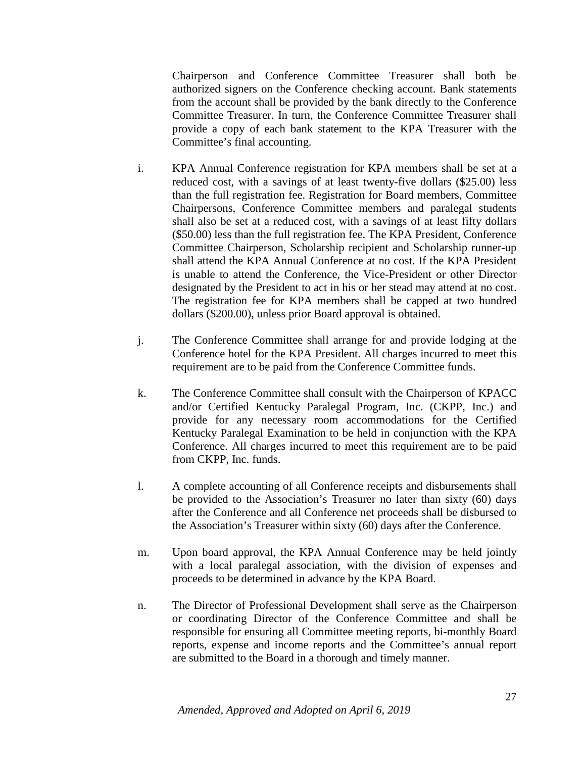Chairperson and Conference Committee Treasurer shall both be authorized signers on the Conference checking account. Bank statements from the account shall be provided by the bank directly to the Conference Committee Treasurer. In turn, the Conference Committee Treasurer shall provide a copy of each bank statement to the KPA Treasurer with the Committee's final accounting.

i. KPA Annual Conference registration for KPA members shall be set at a reduced cost, with a savings of at least twenty-five dollars ($25.00) less than the full registration fee. Registration for Board members, Committee Chairpersons, Conference Committee members and paralegal students shall also be set at a reduced cost, with a savings of at least fifty dollars ($50.00) less than the full registration fee. The KPA President, Conference Committee Chairperson, Scholarship recipient and Scholarship runner-up shall attend the KPA Annual Conference at no cost. If the KPA President is unable to attend the Conference, the Vice-President or other Director designated by the President to act in his or her stead may attend at no cost. The registration fee for KPA members shall be capped at two hundred dollars ($200.00), unless prior Board approval is obtained.

j. The Conference Committee shall arrange for and provide lodging at the Conference hotel for the KPA President. All charges incurred to meet this requirement are to be paid from the Conference Committee funds.

k. The Conference Committee shall consult with the Chairperson of KPACC and/or Certified Kentucky Paralegal Program, Inc. (CKPP, Inc.) and provide for any necessary room accommodations for the Certified Kentucky Paralegal Examination to be held in conjunction with the KPA Conference. All charges incurred to meet this requirement are to be paid from CKPP, Inc. funds.

l. A complete accounting of all Conference receipts and disbursements shall be provided to the Association's Treasurer no later than sixty (60) days after the Conference and all Conference net proceeds shall be disbursed to the Association's Treasurer within sixty (60) days after the Conference.

m. Upon board approval, the KPA Annual Conference may be held jointly with a local paralegal association, with the division of expenses and proceeds to be determined in advance by the KPA Board.

n. The Director of Professional Development shall serve as the Chairperson or coordinating Director of the Conference Committee and shall be responsible for ensuring all Committee meeting reports, bi-monthly Board reports, expense and income reports and the Committee's annual report are submitted to the Board in a thorough and timely manner.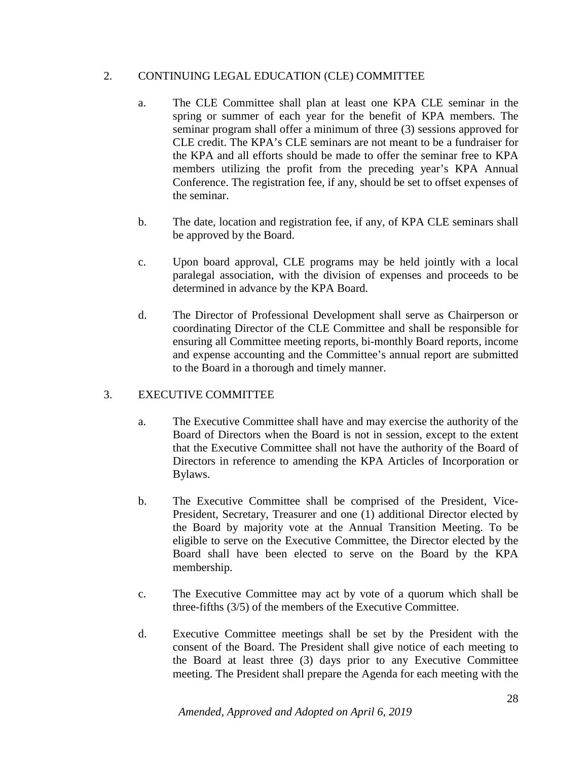2. CONTINUING LEGAL EDUCATION (CLE) COMMITTEE

   a. The CLE Committee shall plan at least one KPA CLE seminar in the spring or summer of each year for the benefit of KPA members. The seminar program shall offer a minimum of three (3) sessions approved for CLE credit. The KPA's CLE seminars are not meant to be a fundraiser for the KPA and all efforts should be made to offer the seminar free to KPA members utilizing the profit from the preceding year's KPA Annual Conference. The registration fee, if any, should be set to offset expenses of the seminar.

   b. The date, location and registration fee, if any, of KPA CLE seminars shall be approved by the Board.

   c. Upon board approval, CLE programs may be held jointly with a local paralegal association, with the division of expenses and proceeds to be determined in advance by the KPA Board.

   d. The Director of Professional Development shall serve as Chairperson or coordinating Director of the CLE Committee and shall be responsible for ensuring all Committee meeting reports, bi-monthly Board reports, income and expense accounting and the Committee's annual report are submitted to the Board in a thorough and timely manner.

3. EXECUTIVE COMMITTEE

   a. The Executive Committee shall have and may exercise the authority of the Board of Directors when the Board is not in session, except to the extent that the Executive Committee shall not have the authority of the Board of Directors in reference to amending the KPA Articles of Incorporation or Bylaws.

   b. The Executive Committee shall be comprised of the President, Vice-President, Secretary, Treasurer and one (1) additional Director elected by the Board by majority vote at the Annual Transition Meeting. To be eligible to serve on the Executive Committee, the Director elected by the Board shall have been elected to serve on the Board by the KPA membership.

   c. The Executive Committee may act by vote of a quorum which shall be three-fifths (3/5) of the members of the Executive Committee.

   d. Executive Committee meetings shall be set by the President with the consent of the Board. The President shall give notice of each meeting to the Board at least three (3) days prior to any Executive Committee meeting. The President shall prepare the Agenda for each meeting with the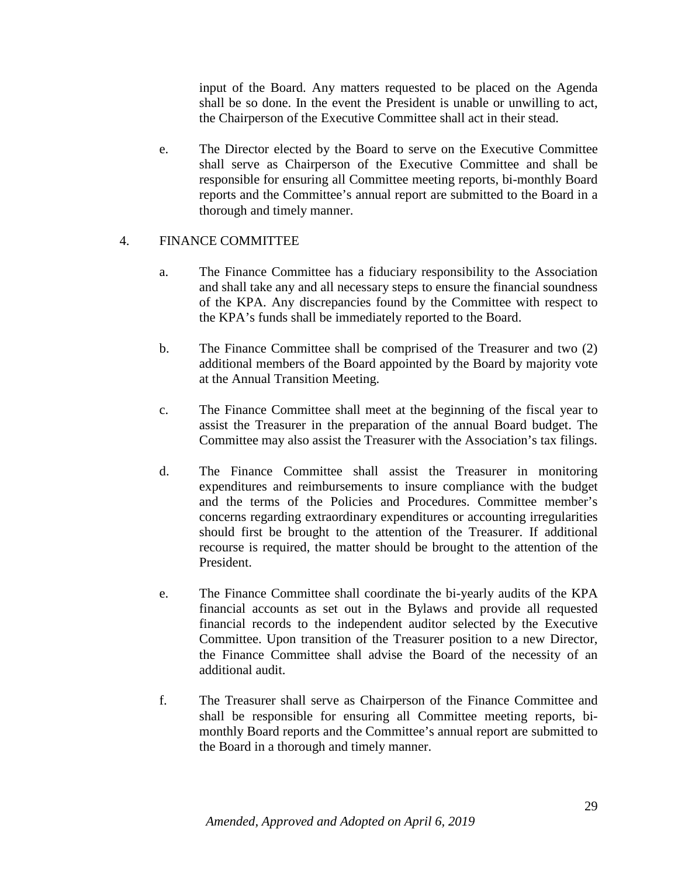input of the Board. Any matters requested to be placed on the Agenda shall be so done. In the event the President is unable or unwilling to act, the Chairperson of the Executive Committee shall act in their stead.

e. The Director elected by the Board to serve on the Executive Committee shall serve as Chairperson of the Executive Committee and shall be responsible for ensuring all Committee meeting reports, bi-monthly Board reports and the Committee's annual report are submitted to the Board in a thorough and timely manner.

4. FINANCE COMMITTEE

a. The Finance Committee has a fiduciary responsibility to the Association and shall take any and all necessary steps to ensure the financial soundness of the KPA. Any discrepancies found by the Committee with respect to the KPA's funds shall be immediately reported to the Board.

b. The Finance Committee shall be comprised of the Treasurer and two (2) additional members of the Board appointed by the Board by majority vote at the Annual Transition Meeting.

c. The Finance Committee shall meet at the beginning of the fiscal year to assist the Treasurer in the preparation of the annual Board budget. The Committee may also assist the Treasurer with the Association's tax filings.

d. The Finance Committee shall assist the Treasurer in monitoring expenditures and reimbursements to insure compliance with the budget and the terms of the Policies and Procedures. Committee member's concerns regarding extraordinary expenditures or accounting irregularities should first be brought to the attention of the Treasurer. If additional recourse is required, the matter should be brought to the attention of the President.

e. The Finance Committee shall coordinate the bi-yearly audits of the KPA financial accounts as set out in the Bylaws and provide all requested financial records to the independent auditor selected by the Executive Committee. Upon transition of the Treasurer position to a new Director, the Finance Committee shall advise the Board of the necessity of an additional audit.

f. The Treasurer shall serve as Chairperson of the Finance Committee and shall be responsible for ensuring all Committee meeting reports, bi-monthly Board reports and the Committee's annual report are submitted to the Board in a thorough and timely manner.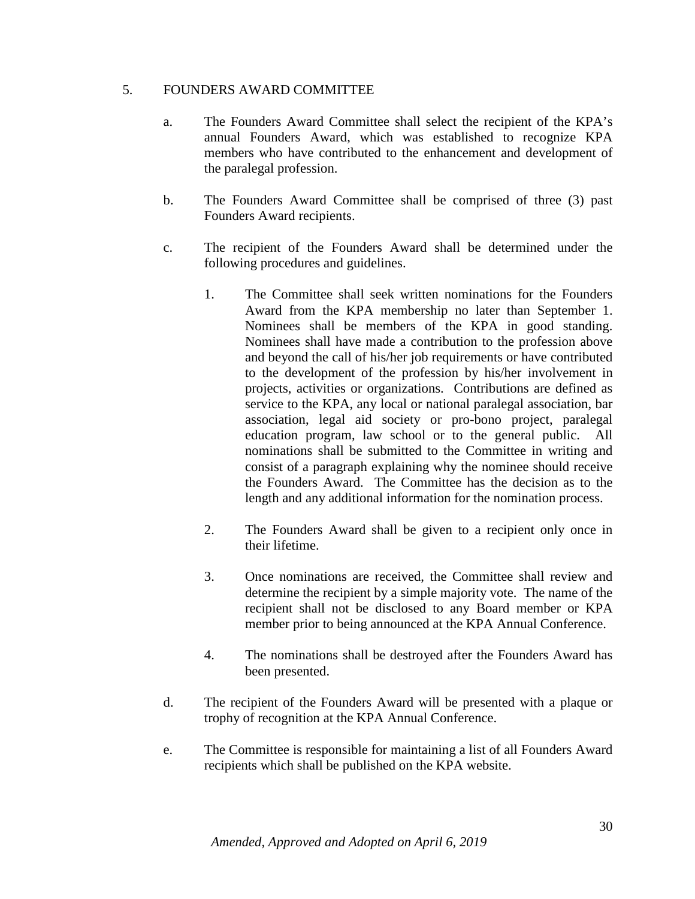## 5. FOUNDERS AWARD COMMITTEE

a. The Founders Award Committee shall select the recipient of the KPA's annual Founders Award, which was established to recognize KPA members who have contributed to the enhancement and development of the paralegal profession.

b. The Founders Award Committee shall be comprised of three (3) past Founders Award recipients.

c. The recipient of the Founders Award shall be determined under the following procedures and guidelines.

   1. The Committee shall seek written nominations for the Founders Award from the KPA membership no later than September 1. Nominees shall be members of the KPA in good standing. Nominees shall have made a contribution to the profession above and beyond the call of his/her job requirements or have contributed to the development of the profession by his/her involvement in projects, activities or organizations. Contributions are defined as service to the KPA, any local or national paralegal association, bar association, legal aid society or pro-bono project, paralegal education program, law school or to the general public. All nominations shall be submitted to the Committee in writing and consist of a paragraph explaining why the nominee should receive the Founders Award. The Committee has the decision as to the length and any additional information for the nomination process.

   2. The Founders Award shall be given to a recipient only once in their lifetime.

   3. Once nominations are received, the Committee shall review and determine the recipient by a simple majority vote. The name of the recipient shall not be disclosed to any Board member or KPA member prior to being announced at the KPA Annual Conference.

   4. The nominations shall be destroyed after the Founders Award has been presented.

d. The recipient of the Founders Award will be presented with a plaque or trophy of recognition at the KPA Annual Conference.

e. The Committee is responsible for maintaining a list of all Founders Award recipients which shall be published on the KPA website.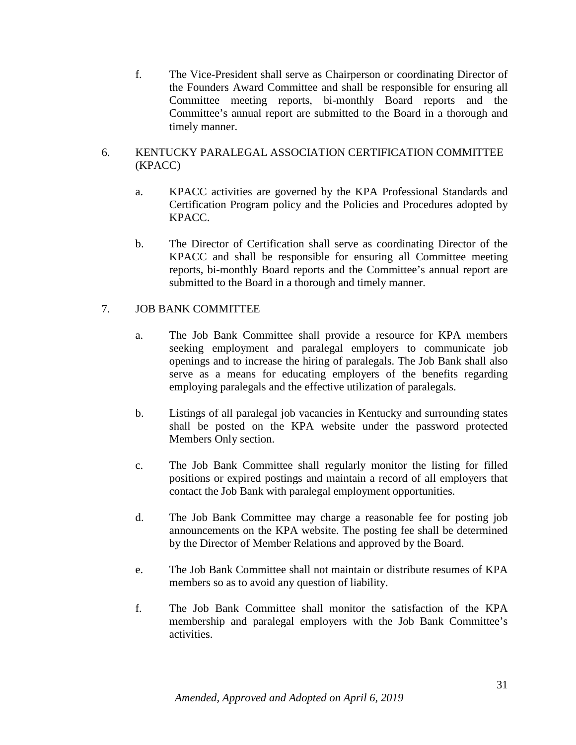f. The Vice-President shall serve as Chairperson or coordinating Director of the Founders Award Committee and shall be responsible for ensuring all Committee meeting reports, bi-monthly Board reports and the Committee's annual report are submitted to the Board in a thorough and timely manner.

6. KENTUCKY PARALEGAL ASSOCIATION CERTIFICATION COMMITTEE (KPACC)

   a. KPACC activities are governed by the KPA Professional Standards and Certification Program policy and the Policies and Procedures adopted by KPACC.

   b. The Director of Certification shall serve as coordinating Director of the KPACC and shall be responsible for ensuring all Committee meeting reports, bi-monthly Board reports and the Committee's annual report are submitted to the Board in a thorough and timely manner.

7. JOB BANK COMMITTEE

   a. The Job Bank Committee shall provide a resource for KPA members seeking employment and paralegal employers to communicate job openings and to increase the hiring of paralegals. The Job Bank shall also serve as a means for educating employers of the benefits regarding employing paralegals and the effective utilization of paralegals.

   b. Listings of all paralegal job vacancies in Kentucky and surrounding states shall be posted on the KPA website under the password protected Members Only section.

   c. The Job Bank Committee shall regularly monitor the listing for filled positions or expired postings and maintain a record of all employers that contact the Job Bank with paralegal employment opportunities.

   d. The Job Bank Committee may charge a reasonable fee for posting job announcements on the KPA website. The posting fee shall be determined by the Director of Member Relations and approved by the Board.

   e. The Job Bank Committee shall not maintain or distribute resumes of KPA members so as to avoid any question of liability.

   f. The Job Bank Committee shall monitor the satisfaction of the KPA membership and paralegal employers with the Job Bank Committee's activities.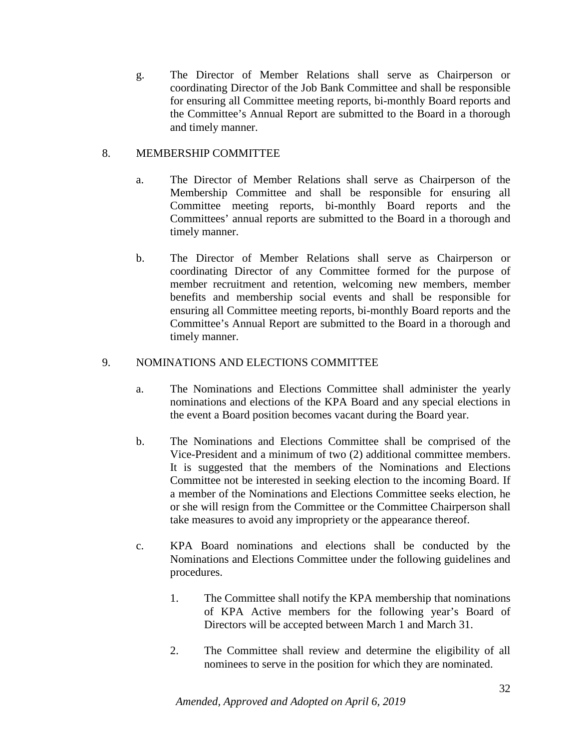g. The Director of Member Relations shall serve as Chairperson or coordinating Director of the Job Bank Committee and shall be responsible for ensuring all Committee meeting reports, bi-monthly Board reports and the Committee's Annual Report are submitted to the Board in a thorough and timely manner.

8. MEMBERSHIP COMMITTEE

a. The Director of Member Relations shall serve as Chairperson of the Membership Committee and shall be responsible for ensuring all Committee meeting reports, bi-monthly Board reports and the Committees' annual reports are submitted to the Board in a thorough and timely manner.

b. The Director of Member Relations shall serve as Chairperson or coordinating Director of any Committee formed for the purpose of member recruitment and retention, welcoming new members, member benefits and membership social events and shall be responsible for ensuring all Committee meeting reports, bi-monthly Board reports and the Committee's Annual Report are submitted to the Board in a thorough and timely manner.

9. NOMINATIONS AND ELECTIONS COMMITTEE

a. The Nominations and Elections Committee shall administer the yearly nominations and elections of the KPA Board and any special elections in the event a Board position becomes vacant during the Board year.

b. The Nominations and Elections Committee shall be comprised of the Vice-President and a minimum of two (2) additional committee members. It is suggested that the members of the Nominations and Elections Committee not be interested in seeking election to the incoming Board. If a member of the Nominations and Elections Committee seeks election, he or she will resign from the Committee or the Committee Chairperson shall take measures to avoid any impropriety or the appearance thereof.

c. KPA Board nominations and elections shall be conducted by the Nominations and Elections Committee under the following guidelines and procedures.

   1. The Committee shall notify the KPA membership that nominations of KPA Active members for the following year's Board of Directors will be accepted between March 1 and March 31.

   2. The Committee shall review and determine the eligibility of all nominees to serve in the position for which they are nominated.

*Amended, Approved and Adopted on April 6, 2019*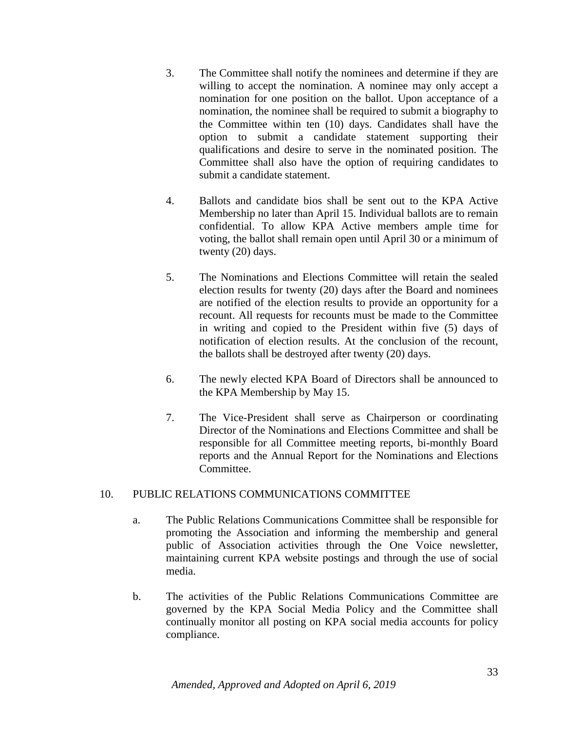3. The Committee shall notify the nominees and determine if they are willing to accept the nomination. A nominee may only accept a nomination for one position on the ballot. Upon acceptance of a nomination, the nominee shall be required to submit a biography to the Committee within ten (10) days. Candidates shall have the option to submit a candidate statement supporting their qualifications and desire to serve in the nominated position. The Committee shall also have the option of requiring candidates to submit a candidate statement.

4. Ballots and candidate bios shall be sent out to the KPA Active Membership no later than April 15. Individual ballots are to remain confidential. To allow KPA Active members ample time for voting, the ballot shall remain open until April 30 or a minimum of twenty (20) days.

5. The Nominations and Elections Committee will retain the sealed election results for twenty (20) days after the Board and nominees are notified of the election results to provide an opportunity for a recount. All requests for recounts must be made to the Committee in writing and copied to the President within five (5) days of notification of election results. At the conclusion of the recount, the ballots shall be destroyed after twenty (20) days.

6. The newly elected KPA Board of Directors shall be announced to the KPA Membership by May 15.

7. The Vice-President shall serve as Chairperson or coordinating Director of the Nominations and Elections Committee and shall be responsible for all Committee meeting reports, bi-monthly Board reports and the Annual Report for the Nominations and Elections Committee.

10. PUBLIC RELATIONS COMMUNICATIONS COMMITTEE

a. The Public Relations Communications Committee shall be responsible for promoting the Association and informing the membership and general public of Association activities through the One Voice newsletter, maintaining current KPA website postings and through the use of social media.

b. The activities of the Public Relations Communications Committee are governed by the KPA Social Media Policy and the Committee shall continually monitor all posting on KPA social media accounts for policy compliance.

*Amended, Approved and Adopted on April 6, 2019*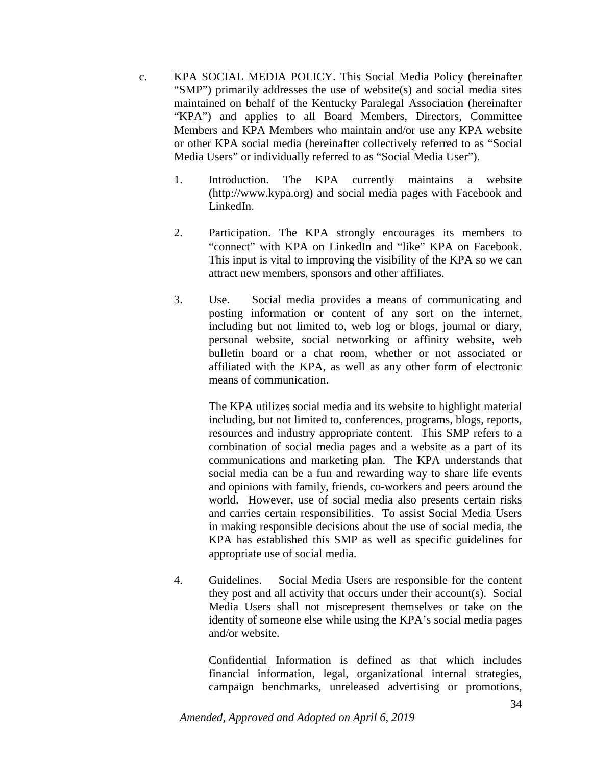c. KPA SOCIAL MEDIA POLICY. This Social Media Policy (hereinafter "SMP") primarily addresses the use of website(s) and social media sites maintained on behalf of the Kentucky Paralegal Association (hereinafter "KPA") and applies to all Board Members, Directors, Committee Members and KPA Members who maintain and/or use any KPA website or other KPA social media (hereinafter collectively referred to as "Social Media Users" or individually referred to as "Social Media User").

1. Introduction. The KPA currently maintains a website (http://www.kypa.org) and social media pages with Facebook and LinkedIn.

2. Participation. The KPA strongly encourages its members to "connect" with KPA on LinkedIn and "like" KPA on Facebook. This input is vital to improving the visibility of the KPA so we can attract new members, sponsors and other affiliates.

3. Use. Social media provides a means of communicating and posting information or content of any sort on the internet, including but not limited to, web log or blogs, journal or diary, personal website, social networking or affinity website, web bulletin board or a chat room, whether or not associated or affiliated with the KPA, as well as any other form of electronic means of communication.

   The KPA utilizes social media and its website to highlight material including, but not limited to, conferences, programs, blogs, reports, resources and industry appropriate content. This SMP refers to a combination of social media pages and a website as a part of its communications and marketing plan. The KPA understands that social media can be a fun and rewarding way to share life events and opinions with family, friends, co-workers and peers around the world. However, use of social media also presents certain risks and carries certain responsibilities. To assist Social Media Users in making responsible decisions about the use of social media, the KPA has established this SMP as well as specific guidelines for appropriate use of social media.

4. Guidelines. Social Media Users are responsible for the content they post and all activity that occurs under their account(s). Social Media Users shall not misrepresent themselves or take on the identity of someone else while using the KPA's social media pages and/or website.

   Confidential Information is defined as that which includes financial information, legal, organizational internal strategies, campaign benchmarks, unreleased advertising or promotions,

*Amended, Approved and Adopted on April 6, 2019*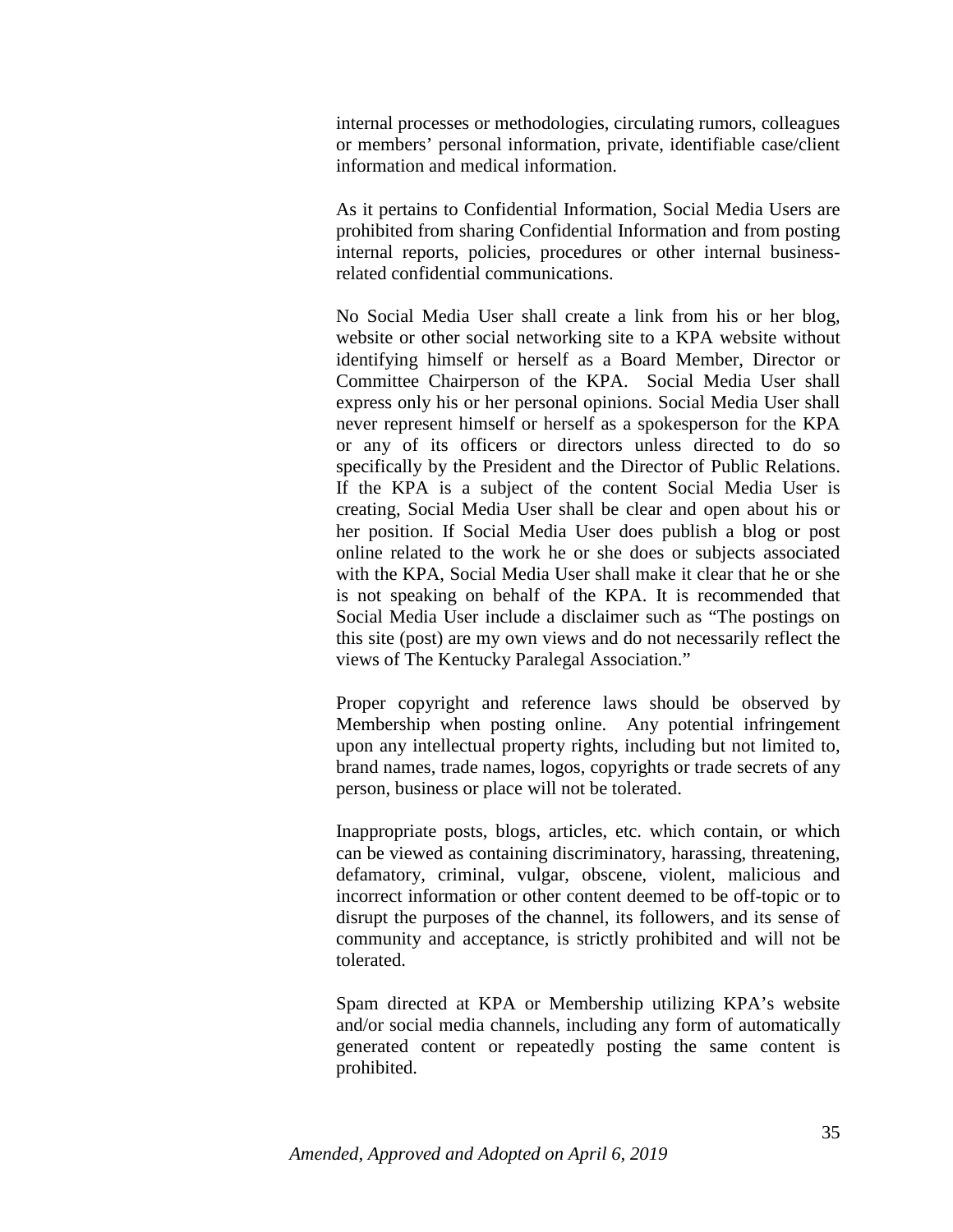internal processes or methodologies, circulating rumors, colleagues or members' personal information, private, identifiable case/client information and medical information.

As it pertains to Confidential Information, Social Media Users are prohibited from sharing Confidential Information and from posting internal reports, policies, procedures or other internal business-related confidential communications.

No Social Media User shall create a link from his or her blog, website or other social networking site to a KPA website without identifying himself or herself as a Board Member, Director or Committee Chairperson of the KPA. Social Media User shall express only his or her personal opinions. Social Media User shall never represent himself or herself as a spokesperson for the KPA or any of its officers or directors unless directed to do so specifically by the President and the Director of Public Relations. If the KPA is a subject of the content Social Media User is creating, Social Media User shall be clear and open about his or her position. If Social Media User does publish a blog or post online related to the work he or she does or subjects associated with the KPA, Social Media User shall make it clear that he or she is not speaking on behalf of the KPA. It is recommended that Social Media User include a disclaimer such as "The postings on this site (post) are my own views and do not necessarily reflect the views of The Kentucky Paralegal Association."

Proper copyright and reference laws should be observed by Membership when posting online. Any potential infringement upon any intellectual property rights, including but not limited to, brand names, trade names, logos, copyrights or trade secrets of any person, business or place will not be tolerated.

Inappropriate posts, blogs, articles, etc. which contain, or which can be viewed as containing discriminatory, harassing, threatening, defamatory, criminal, vulgar, obscene, violent, malicious and incorrect information or other content deemed to be off-topic or to disrupt the purposes of the channel, its followers, and its sense of community and acceptance, is strictly prohibited and will not be tolerated.

Spam directed at KPA or Membership utilizing KPA's website and/or social media channels, including any form of automatically generated content or repeatedly posting the same content is prohibited.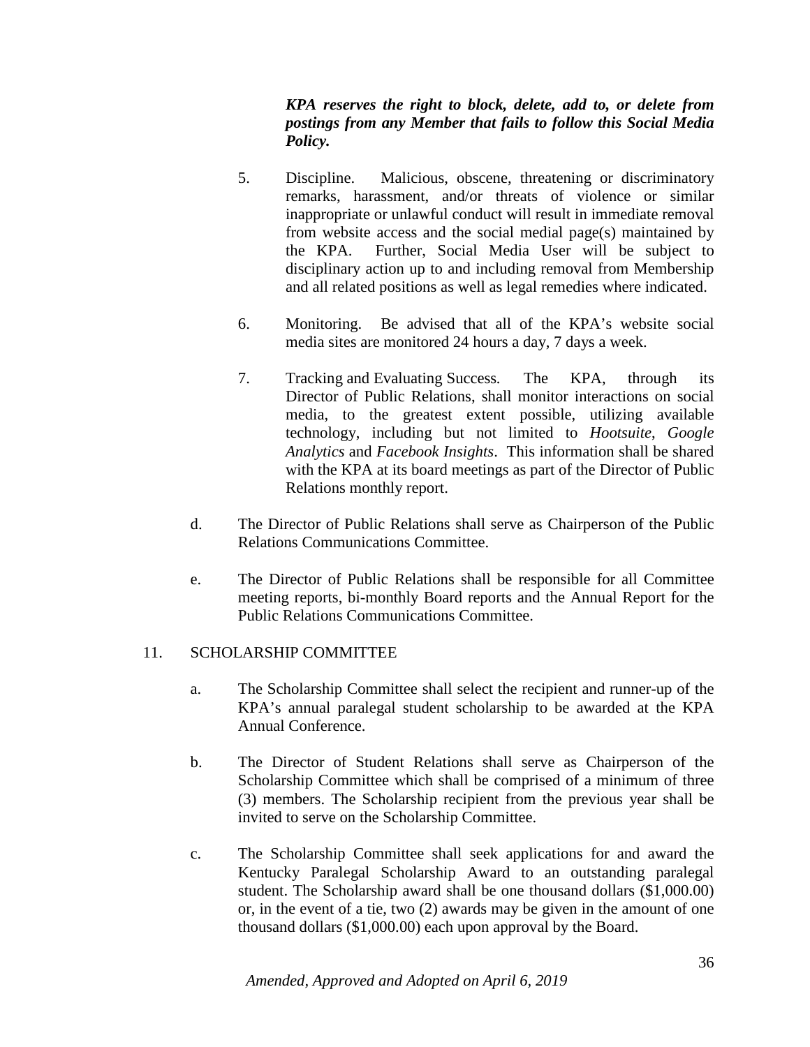***KPA reserves the right to block, delete, add to, or delete from postings from any Member that fails to follow this Social Media Policy.***

5. Discipline. Malicious, obscene, threatening or discriminatory remarks, harassment, and/or threats of violence or similar inappropriate or unlawful conduct will result in immediate removal from website access and the social medial page(s) maintained by the KPA. Further, Social Media User will be subject to disciplinary action up to and including removal from Membership and all related positions as well as legal remedies where indicated.

6. Monitoring. Be advised that all of the KPA's website social media sites are monitored 24 hours a day, 7 days a week.

7. Tracking and Evaluating Success. The KPA, through its Director of Public Relations, shall monitor interactions on social media, to the greatest extent possible, utilizing available technology, including but not limited to *Hootsuite*, *Google Analytics* and *Facebook Insights*. This information shall be shared with the KPA at its board meetings as part of the Director of Public Relations monthly report.

d. The Director of Public Relations shall serve as Chairperson of the Public Relations Communications Committee.

e. The Director of Public Relations shall be responsible for all Committee meeting reports, bi-monthly Board reports and the Annual Report for the Public Relations Communications Committee.

11. SCHOLARSHIP COMMITTEE

a. The Scholarship Committee shall select the recipient and runner-up of the KPA's annual paralegal student scholarship to be awarded at the KPA Annual Conference.

b. The Director of Student Relations shall serve as Chairperson of the Scholarship Committee which shall be comprised of a minimum of three (3) members. The Scholarship recipient from the previous year shall be invited to serve on the Scholarship Committee.

c. The Scholarship Committee shall seek applications for and award the Kentucky Paralegal Scholarship Award to an outstanding paralegal student. The Scholarship award shall be one thousand dollars ($1,000.00) or, in the event of a tie, two (2) awards may be given in the amount of one thousand dollars ($1,000.00) each upon approval by the Board.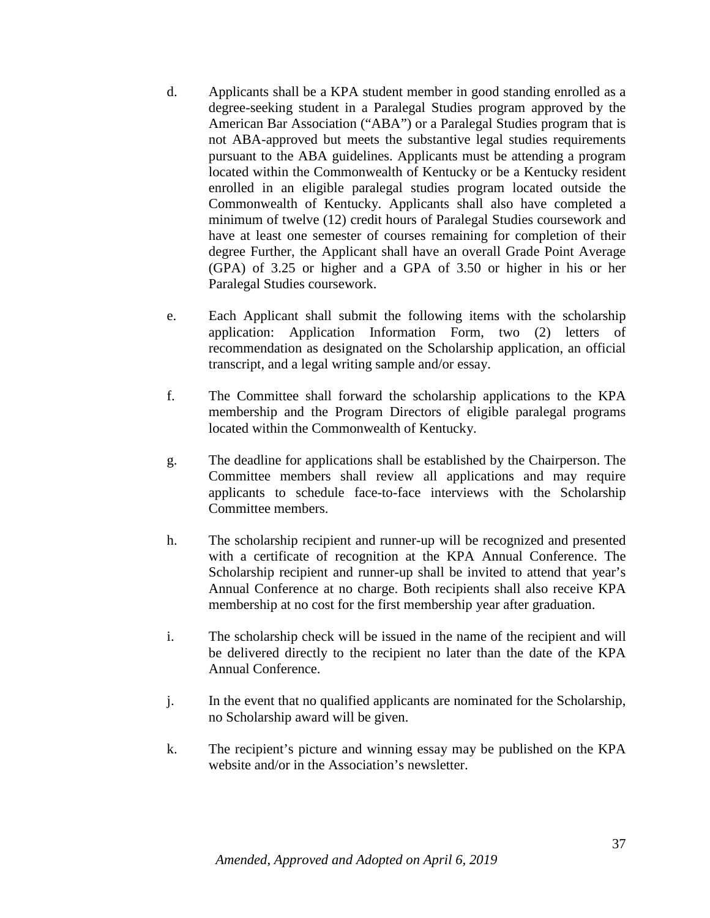d. Applicants shall be a KPA student member in good standing enrolled as a degree-seeking student in a Paralegal Studies program approved by the American Bar Association ("ABA") or a Paralegal Studies program that is not ABA-approved but meets the substantive legal studies requirements pursuant to the ABA guidelines. Applicants must be attending a program located within the Commonwealth of Kentucky or be a Kentucky resident enrolled in an eligible paralegal studies program located outside the Commonwealth of Kentucky. Applicants shall also have completed a minimum of twelve (12) credit hours of Paralegal Studies coursework and have at least one semester of courses remaining for completion of their degree Further, the Applicant shall have an overall Grade Point Average (GPA) of 3.25 or higher and a GPA of 3.50 or higher in his or her Paralegal Studies coursework.

e. Each Applicant shall submit the following items with the scholarship application: Application Information Form, two (2) letters of recommendation as designated on the Scholarship application, an official transcript, and a legal writing sample and/or essay.

f. The Committee shall forward the scholarship applications to the KPA membership and the Program Directors of eligible paralegal programs located within the Commonwealth of Kentucky.

g. The deadline for applications shall be established by the Chairperson. The Committee members shall review all applications and may require applicants to schedule face-to-face interviews with the Scholarship Committee members.

h. The scholarship recipient and runner-up will be recognized and presented with a certificate of recognition at the KPA Annual Conference. The Scholarship recipient and runner-up shall be invited to attend that year's Annual Conference at no charge. Both recipients shall also receive KPA membership at no cost for the first membership year after graduation.

i. The scholarship check will be issued in the name of the recipient and will be delivered directly to the recipient no later than the date of the KPA Annual Conference.

j. In the event that no qualified applicants are nominated for the Scholarship, no Scholarship award will be given.

k. The recipient's picture and winning essay may be published on the KPA website and/or in the Association's newsletter.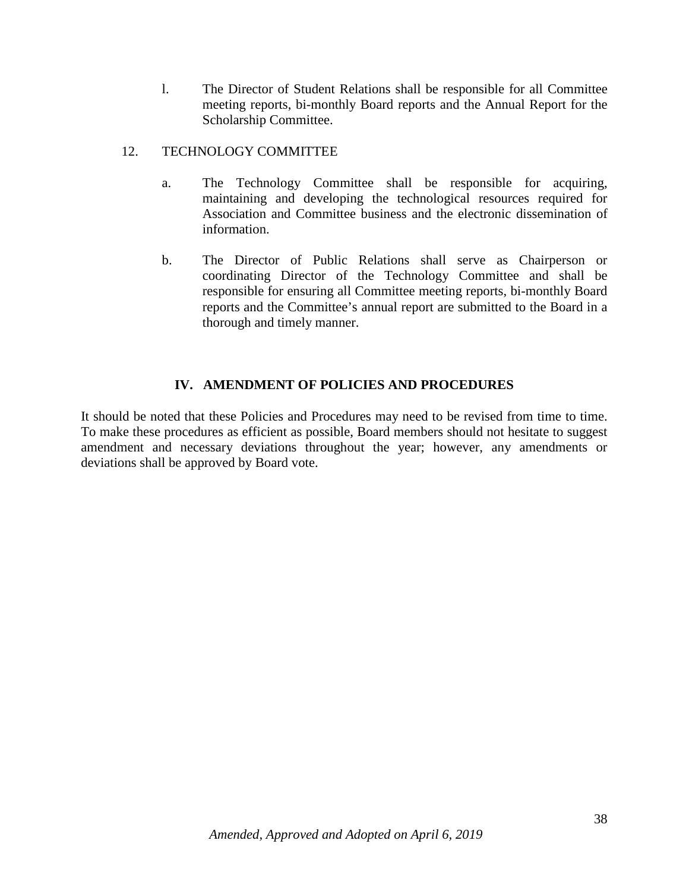l. The Director of Student Relations shall be responsible for all Committee meeting reports, bi-monthly Board reports and the Annual Report for the Scholarship Committee.

12. TECHNOLOGY COMMITTEE

a. The Technology Committee shall be responsible for acquiring, maintaining and developing the technological resources required for Association and Committee business and the electronic dissemination of information.

b. The Director of Public Relations shall serve as Chairperson or coordinating Director of the Technology Committee and shall be responsible for ensuring all Committee meeting reports, bi-monthly Board reports and the Committee's annual report are submitted to the Board in a thorough and timely manner.

## IV. AMENDMENT OF POLICIES AND PROCEDURES

It should be noted that these Policies and Procedures may need to be revised from time to time. To make these procedures as efficient as possible, Board members should not hesitate to suggest amendment and necessary deviations throughout the year; however, any amendments or deviations shall be approved by Board vote.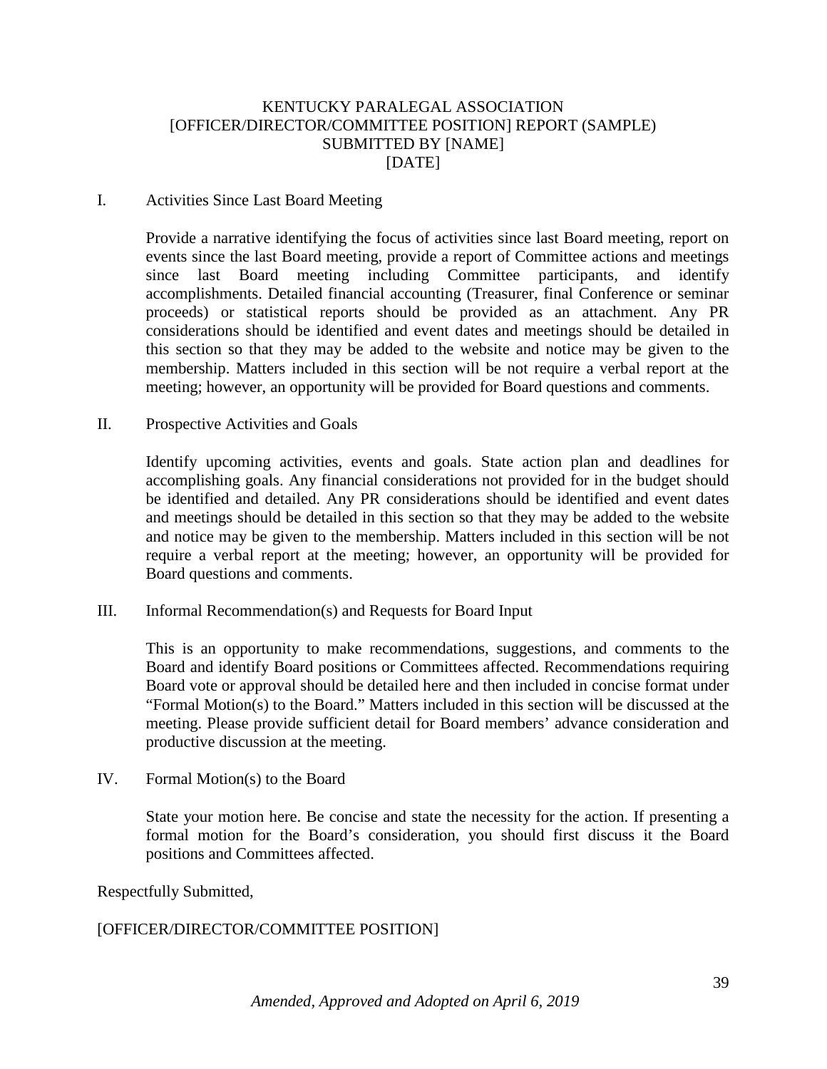KENTUCKY PARALEGAL ASSOCIATION
[OFFICER/DIRECTOR/COMMITTEE POSITION] REPORT (SAMPLE)
SUBMITTED BY [NAME]
[DATE]

I. Activities Since Last Board Meeting

Provide a narrative identifying the focus of activities since last Board meeting, report on events since the last Board meeting, provide a report of Committee actions and meetings since last Board meeting including Committee participants, and identify accomplishments. Detailed financial accounting (Treasurer, final Conference or seminar proceeds) or statistical reports should be provided as an attachment. Any PR considerations should be identified and event dates and meetings should be detailed in this section so that they may be added to the website and notice may be given to the membership. Matters included in this section will be not require a verbal report at the meeting; however, an opportunity will be provided for Board questions and comments.

II. Prospective Activities and Goals

Identify upcoming activities, events and goals. State action plan and deadlines for accomplishing goals. Any financial considerations not provided for in the budget should be identified and detailed. Any PR considerations should be identified and event dates and meetings should be detailed in this section so that they may be added to the website and notice may be given to the membership. Matters included in this section will be not require a verbal report at the meeting; however, an opportunity will be provided for Board questions and comments.

III. Informal Recommendation(s) and Requests for Board Input

This is an opportunity to make recommendations, suggestions, and comments to the Board and identify Board positions or Committees affected. Recommendations requiring Board vote or approval should be detailed here and then included in concise format under "Formal Motion(s) to the Board." Matters included in this section will be discussed at the meeting. Please provide sufficient detail for Board members' advance consideration and productive discussion at the meeting.

IV. Formal Motion(s) to the Board

State your motion here. Be concise and state the necessity for the action. If presenting a formal motion for the Board's consideration, you should first discuss it the Board positions and Committees affected.

Respectfully Submitted,

[OFFICER/DIRECTOR/COMMITTEE POSITION]